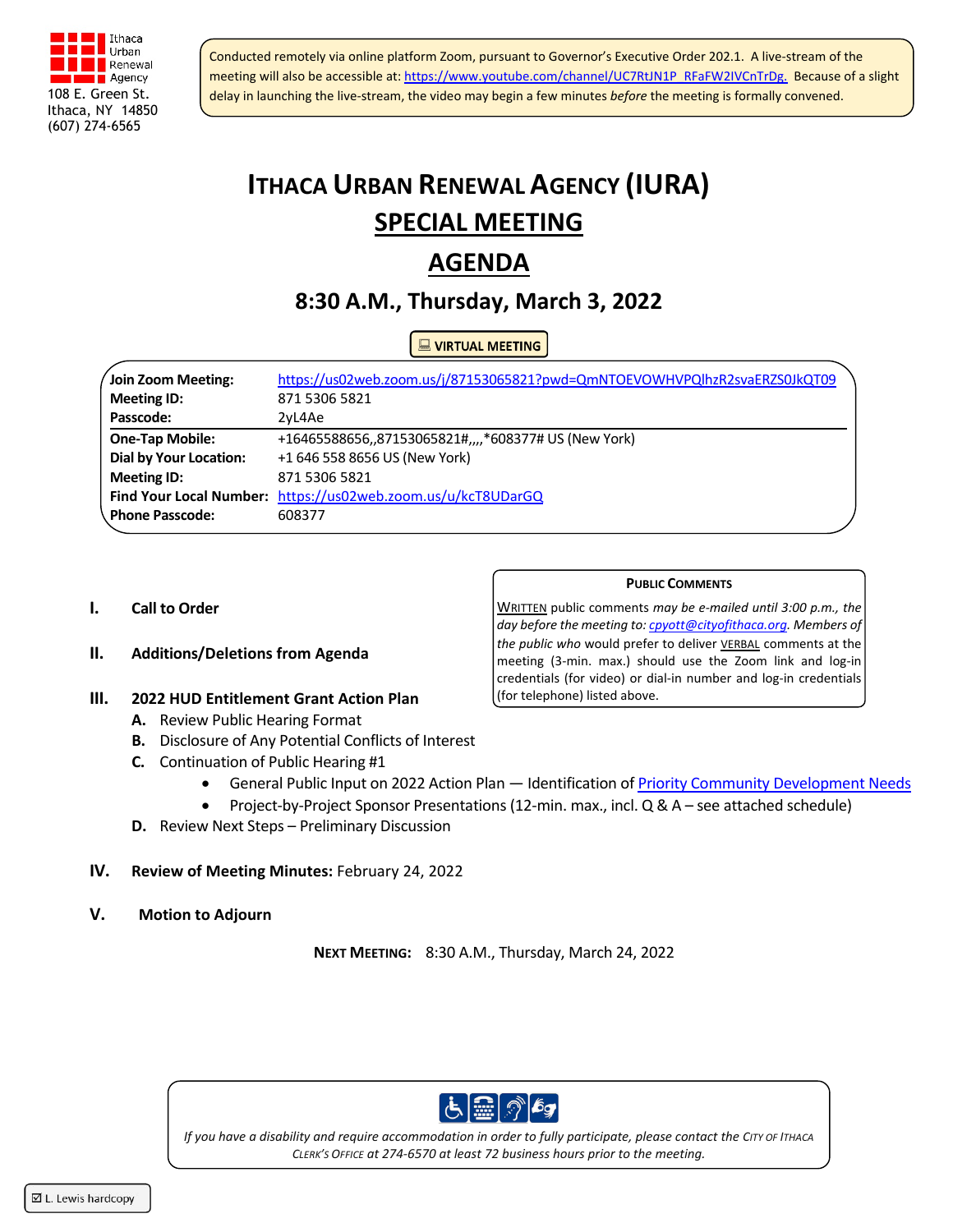Ithaca Urban Renewal Agency
108 E. Green St.
Ithaca, NY 14850
(607) 274-6565

Conducted remotely via online platform Zoom, pursuant to Governor's Executive Order 202.1. A live-stream of the meeting will also be accessible at: https://www.youtube.com/channel/UC7RtJN1P_RFaFW2lVCnTrDg. Because of a slight delay in launching the live-stream, the video may begin a few minutes *before* the meeting is formally convened.

# ITHACA URBAN RENEWAL AGENCY (IURA)

## SPECIAL MEETING

## AGENDA

### 8:30 A.M., Thursday, March 3, 2022

**VIRTUAL MEETING**

| | |
|---|---|
| **Join Zoom Meeting:** | https://us02web.zoom.us/j/87153065821?pwd=QmNTOEVOWHVPQlhzR2svaERZS0JkQT09 |
| **Meeting ID:** | 871 5306 5821 |
| **Passcode:** | 2yL4Ae |
| **One-Tap Mobile:** | +16465588656,,87153065821#,,,,*608377# US (New York) |
| **Dial by Your Location:** | +1 646 558 8656 US (New York) |
| **Meeting ID:** | 871 5306 5821 |
| **Find Your Local Number:** | https://us02web.zoom.us/u/kcT8UDarGQ |
| **Phone Passcode:** | 608377 |

**PUBLIC COMMENTS**

WRITTEN public comments *may be e-mailed until 3:00 p.m., the day before the meeting to: cpyott@cityofithaca.org. Members of the public who* would prefer to deliver VERBAL comments at the meeting (3-min. max.) should use the Zoom link and log-in credentials (for video) or dial-in number and log-in credentials (for telephone) listed above.

**I. Call to Order**

**II. Additions/Deletions from Agenda**

**III. 2022 HUD Entitlement Grant Action Plan**

- **A.** Review Public Hearing Format
- **B.** Disclosure of Any Potential Conflicts of Interest
- **C.** Continuation of Public Hearing #1
  - General Public Input on 2022 Action Plan — Identification of Priority Community Development Needs
  - Project-by-Project Sponsor Presentations (12-min. max., incl. Q & A – see attached schedule)
- **D.** Review Next Steps – Preliminary Discussion

**IV. Review of Meeting Minutes:** February 24, 2022

**V. Motion to Adjourn**

**NEXT MEETING:** 8:30 A.M., Thursday, March 24, 2022

*If you have a disability and require accommodation in order to fully participate, please contact the CITY OF ITHACA CLERK'S OFFICE at 274-6570 at least 72 business hours prior to the meeting.*

☑ L. Lewis hardcopy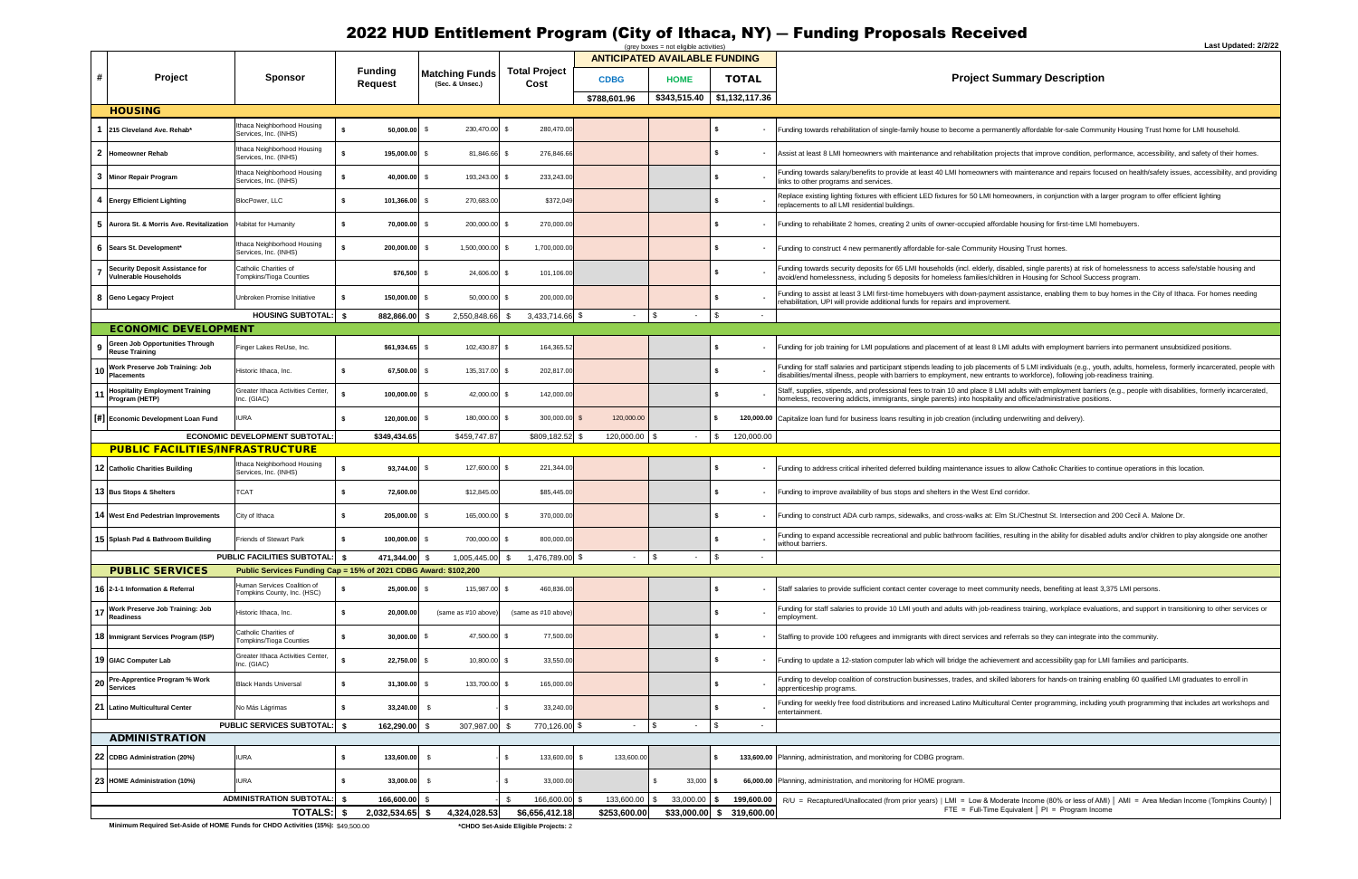# 2022 HUD Entitlement Program (City of Ithaca, NY) — Funding Proposals Received

(grey boxes = not eligible activities)

Last Updated: 2/2/22

| # | Project | Sponsor | Funding Request | Matching Funds (Sec. & Unsec.) | Total Project Cost | CDBG | HOME | TOTAL | Project Summary Description |
|---|---|---|---|---|---|---|---|---|---|
| | | | | | | ANTICIPATED AVAILABLE FUNDING | | | |
| | | | | | | $788,601.96 | $343,515.40 | $1,132,117.36 | |
| **HOUSING** | | | | | | | | | |
| 1 | 215 Cleveland Ave. Rehab* | Ithaca Neighborhood Housing Services, Inc. (INHS) | $ 50,000.00 | $ 230,470.00 | $ 280,470.00 | | | $ - | Funding towards rehabilitation of single-family house to become a permanently affordable for-sale Community Housing Trust home for LMI household. |
| 2 | Homeowner Rehab | Ithaca Neighborhood Housing Services, Inc. (INHS) | $ 195,000.00 | $ 81,846.66 | $ 276,846.66 | | | $ - | Assist at least 8 LMI homeowners with maintenance and rehabilitation projects that improve condition, performance, accessibility, and safety of their homes. |
| 3 | Minor Repair Program | Ithaca Neighborhood Housing Services, Inc. (INHS) | $ 40,000.00 | $ 193,243.00 | $ 233,243.00 | | | $ - | Funding towards salary/benefits to provide at least 40 LMI homeowners with maintenance and repairs focused on health/safety issues, accessibility, and providing links to other programs and services. |
| 4 | Energy Efficient Lighting | BlocPower, LLC | $ 101,366.00 | $ 270,683.00 | $372,049 | | | $ - | Replace existing lighting fixtures with efficient LED fixtures for 50 LMI homeowners, in conjunction with a larger program to offer efficient lighting replacements to all LMI residential buildings. |
| 5 | Aurora St. & Morris Ave. Revitalization | Habitat for Humanity | $ 70,000.00 | $ 200,000.00 | $ 270,000.00 | | | $ - | Funding to rehabilitate 2 homes, creating 2 units of owner-occupied affordable housing for first-time LMI homebuyers. |
| 6 | Sears St. Development* | Ithaca Neighborhood Housing Services, Inc. (INHS) | $ 200,000.00 | $ 1,500,000.00 | $ 1,700,000.00 | | | $ - | Funding to construct 4 new permanently affordable for-sale Community Housing Trust homes. |
| 7 | Security Deposit Assistance for Vulnerable Households | Catholic Charities of Tompkins/Tioga Counties | $76,500 | $ 24,606.00 | $ 101,106.00 | | | $ - | Funding towards security deposits for 65 LMI households (incl. elderly, disabled, single parents) at risk of homelessness to access safe/stable housing and avoid/end homelessness, including 5 deposits for homeless families/children in Housing for School Success program. |
| 8 | Geno Legacy Project | Unbroken Promise Initiative | $ 150,000.00 | $ 50,000.00 | $ 200,000.00 | | | $ - | Funding to assist at least 3 LMI first-time homebuyers with down-payment assistance, enabling them to buy homes in the City of Ithaca. For homes needing rehabilitation, UPI will provide additional funds for repairs and improvement. |
| | | HOUSING SUBTOTAL: | $ 882,866.00 | $ 2,550,848.66 | $ 3,433,714.66 | $ - | $ - | $ - | |
| **ECONOMIC DEVELOPMENT** | | | | | | | | | |
| 9 | Green Job Opportunities Through Reuse Training | Finger Lakes ReUse, Inc. | $61,934.65 | $ 102,430.87 | $ 164,365.52 | | | $ - | Funding for job training for LMI populations and placement of at least 8 LMI adults with employment barriers into permanent unsubsidized positions. |
| 10 | Work Preserve Job Training: Job Placements | Historic Ithaca, Inc. | $ 67,500.00 | $ 135,317.00 | $ 202,817.00 | | | $ - | Funding for staff salaries and participant stipends leading to job placements of 5 LMI individuals (e.g., youth, adults, homeless, formerly incarcerated, people with disabilities/mental illness, people with barriers to employment, new entrants to workforce), following job-readiness training. |
| 11 | Hospitality Employment Training Program (HETP) | Greater Ithaca Activities Center, Inc. (GIAC) | $ 100,000.00 | $ 42,000.00 | $ 142,000.00 | | | $ - | Staff, supplies, stipends, and professional fees to train 10 and place 8 LMI adults with employment barriers (e.g., people with disabilities, formerly incarcerated, homeless, recovering addicts, immigrants, single parents) into hospitality and office/administrative positions. |
| [#] | Economic Development Loan Fund | IURA | $ 120,000.00 | $ 180,000.00 | $ 300,000.00 | $ 120,000.00 | | $ 120,000.00 | Capitalize loan fund for business loans resulting in job creation (including underwriting and delivery). |
| | | ECONOMIC DEVELOPMENT SUBTOTAL: | $349,434.65 | $459,747.87 | $809,182.52 | $ 120,000.00 | $ - | $ 120,000.00 | |
| **PUBLIC FACILITIES/INFRASTRUCTURE** | | | | | | | | | |
| 12 | Catholic Charities Building | Ithaca Neighborhood Housing Services, Inc. (INHS) | $ 93,744.00 | $ 127,600.00 | $ 221,344.00 | | | $ - | Funding to address critical inherited deferred building maintenance issues to allow Catholic Charities to continue operations in this location. |
| 13 | Bus Stops & Shelters | TCAT | $ 72,600.00 | $12,845.00 | $85,445.00 | | | $ - | Funding to improve availability of bus stops and shelters in the West End corridor. |
| 14 | West End Pedestrian Improvements | City of Ithaca | $ 205,000.00 | $ 165,000.00 | $ 370,000.00 | | | $ - | Funding to construct ADA curb ramps, sidewalks, and cross-walks at: Elm St./Chestnut St. Intersection and 200 Cecil A. Malone Dr. |
| 15 | Splash Pad & Bathroom Building | Friends of Stewart Park | $ 100,000.00 | $ 700,000.00 | $ 800,000.00 | | | $ - | Funding to expand accessible recreational and public bathroom facilities, resulting in the ability for disabled adults and/or children to play alongside one another without barriers. |
| | | PUBLIC FACILITIES SUBTOTAL: | $ 471,344.00 | $ 1,005,445.00 | $ 1,476,789.00 | $ - | $ - | $ - | |
| **PUBLIC SERVICES** | Public Services Funding Cap = 15% of 2021 CDBG Award: $102,200 | | | | | | | | |
| 16 | 2-1-1 Information & Referral | Human Services Coalition of Tompkins County, Inc. (HSC) | $ 25,000.00 | $ 115,987.00 | $ 460,836.00 | | | $ - | Staff salaries to provide sufficient contact center coverage to meet community needs, benefiting at least 3,375 LMI persons. |
| 17 | Work Preserve Job Training: Job Readiness | Historic Ithaca, Inc. | $ 20,000.00 | (same as #10 above) | (same as #10 above) | | | $ - | Funding for staff salaries to provide 10 LMI youth and adults with job-readiness training, workplace evaluations, and support in transitioning to other services or employment. |
| 18 | Immigrant Services Program (ISP) | Catholic Charities of Tompkins/Tioga Counties | $ 30,000.00 | $ 47,500.00 | $ 77,500.00 | | | $ - | Staffing to provide 100 refugees and immigrants with direct services and referrals so they can integrate into the community. |
| 19 | GIAC Computer Lab | Greater Ithaca Activities Center, Inc. (GIAC) | $ 22,750.00 | $ 10,800.00 | $ 33,550.00 | | | $ - | Funding to update a 12-station computer lab which will bridge the achievement and accessibility gap for LMI families and participants. |
| 20 | Pre-Apprentice Program % Work Services | Black Hands Universal | $ 31,300.00 | $ 133,700.00 | $ 165,000.00 | | | $ - | Funding to develop coalition of construction businesses, trades, and skilled laborers for hands-on training enabling 60 qualified LMI graduates to enroll in apprenticeship programs. |
| 21 | Latino Multicultural Center | No Más Lágrimas | $ 33,240.00 | $ - | $ 33,240.00 | | | $ - | Funding for weekly free food distributions and increased Latino Multicultural Center programming, including youth programming that includes art workshops and entertainment. |
| | | PUBLIC SERVICES SUBTOTAL: | $ 162,290.00 | $ 307,987.00 | $ 770,126.00 | $ - | $ - | $ - | |
| **ADMINISTRATION** | | | | | | | | | |
| 22 | CDBG Administration (20%) | IURA | $ 133,600.00 | $ - | $ 133,600.00 | $ 133,600.00 | | $ 133,600.00 | Planning, administration, and monitoring for CDBG program. |
| 23 | HOME Administration (10%) | IURA | $ 33,000.00 | $ - | $ 33,000.00 | | $ 33,000 | $ 66,000.00 | Planning, administration, and monitoring for HOME program. |
| | | ADMINISTRATION SUBTOTAL: | $ 166,600.00 | $ - | $ 166,600.00 | $ 133,600.00 | $ 33,000.00 | $ 199,600.00 | R/U = Recaptured/Unallocated (from prior years) \| LMI = Low & Moderate Income (80% or less of AMI) \| AMI = Area Median Income (Tompkins County) \| FTE = Full-Time Equivalent \| PI = Program Income |
| | | TOTALS: | $ 2,032,534.65 | $ 4,324,028.53 | $6,656,412.18 | $253,600.00 | $33,000.00 | $ 319,600.00 | |

Minimum Required Set-Aside of HOME Funds for CHDO Activities (15%): $49,500.00

*CHDO Set-Aside Eligible Projects: 2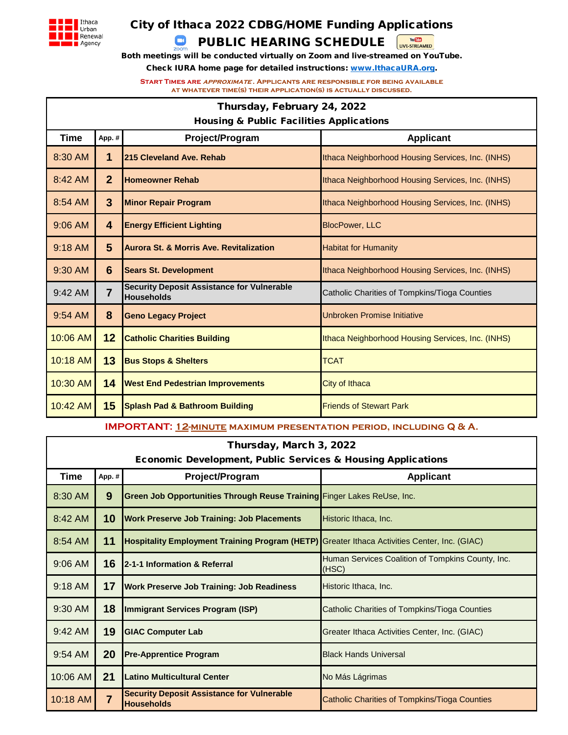Ithaca Urban Renewal Agency

# City of Ithaca 2022 CDBG/HOME Funding Applications

## PUBLIC HEARING SCHEDULE

**Both meetings will be conducted virtually on Zoom and live-streamed on YouTube.**

**Check IURA home page for detailed instructions: www.IthacaURA.org.**

START TIMES ARE *APPROXIMATE*. APPLICANTS ARE RESPONSIBLE FOR BEING AVAILABLE AT WHATEVER TIME(S) THEIR APPLICATION(S) IS ACTUALLY DISCUSSED.

| Thursday, February 24, 2022 Housing & Public Facilities Applications | | | |
|---|---|---|---|
| **Time** | **App. #** | **Project/Program** | **Applicant** |
| 8:30 AM | 1 | **215 Cleveland Ave. Rehab** | Ithaca Neighborhood Housing Services, Inc. (INHS) |
| 8:42 AM | 2 | **Homeowner Rehab** | Ithaca Neighborhood Housing Services, Inc. (INHS) |
| 8:54 AM | 3 | **Minor Repair Program** | Ithaca Neighborhood Housing Services, Inc. (INHS) |
| 9:06 AM | 4 | **Energy Efficient Lighting** | BlocPower, LLC |
| 9:18 AM | 5 | **Aurora St. & Morris Ave. Revitalization** | Habitat for Humanity |
| 9:30 AM | 6 | **Sears St. Development** | Ithaca Neighborhood Housing Services, Inc. (INHS) |
| 9:42 AM | 7 | **Security Deposit Assistance for Vulnerable Households** | Catholic Charities of Tompkins/Tioga Counties |
| 9:54 AM | 8 | **Geno Legacy Project** | Unbroken Promise Initiative |
| 10:06 AM | 12 | **Catholic Charities Building** | Ithaca Neighborhood Housing Services, Inc. (INHS) |
| 10:18 AM | 13 | **Bus Stops & Shelters** | TCAT |
| 10:30 AM | 14 | **West End Pedestrian Improvements** | City of Ithaca |
| 10:42 AM | 15 | **Splash Pad & Bathroom Building** | Friends of Stewart Park |

**IMPORTANT: 12-MINUTE MAXIMUM PRESENTATION PERIOD, INCLUDING Q & A.**

| Thursday, March 3, 2022 Economic Development, Public Services & Housing Applications | | | |
|---|---|---|---|
| **Time** | **App. #** | **Project/Program** | **Applicant** |
| 8:30 AM | 9 | **Green Job Opportunities Through Reuse Training** | Finger Lakes ReUse, Inc. |
| 8:42 AM | 10 | **Work Preserve Job Training: Job Placements** | Historic Ithaca, Inc. |
| 8:54 AM | 11 | **Hospitality Employment Training Program (HETP)** | Greater Ithaca Activities Center, Inc. (GIAC) |
| 9:06 AM | 16 | **2-1-1 Information & Referral** | Human Services Coalition of Tompkins County, Inc. (HSC) |
| 9:18 AM | 17 | **Work Preserve Job Training: Job Readiness** | Historic Ithaca, Inc. |
| 9:30 AM | 18 | **Immigrant Services Program (ISP)** | Catholic Charities of Tompkins/Tioga Counties |
| 9:42 AM | 19 | **GIAC Computer Lab** | Greater Ithaca Activities Center, Inc. (GIAC) |
| 9:54 AM | 20 | **Pre-Apprentice Program** | Black Hands Universal |
| 10:06 AM | 21 | **Latino Multicultural Center** | No Más Lágrimas |
| 10:18 AM | 7 | **Security Deposit Assistance for Vulnerable Households** | Catholic Charities of Tompkins/Tioga Counties |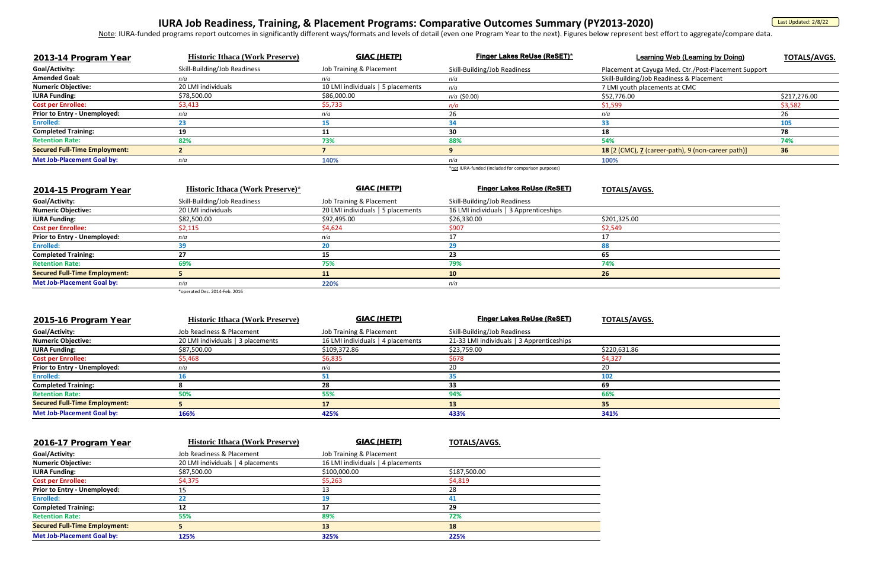# IURA Job Readiness, Training, & Placement Programs: Comparative Outcomes Summary (PY2013-2020)

Last Updated: 2/8/22

Note: IURA-funded programs report outcomes in significantly different ways/formats and levels of detail (even one Program Year to the next). Figures below represent best effort to aggregate/compare data.

| 2013-14 Program Year | Historic Ithaca (Work Preserve) | GIAC (HETP) | Finger Lakes ReUse (ReSET)* | Learning Web (Learning by Doing) | TOTALS/AVGS. |
|---|---|---|---|---|---|
| Goal/Activity: | Skill-Building/Job Readiness | Job Training & Placement | Skill-Building/Job Readiness | Placement at Cayuga Med. Ctr./Post-Placement Support | |
| Amended Goal: | n/a | n/a | n/a | Skill-Building/Job Readiness & Placement | |
| Numeric Objective: | 20 LMI individuals | 10 LMI individuals \| 5 placements | n/a | 7 LMI youth placements at CMC | |
| IURA Funding: | $78,500.00 | $86,000.00 | n/a ($0.00) | $52,776.00 | $217,276.00 |
| Cost per Enrollee: | $3,413 | $5,733 | n/a | $1,599 | $3,582 |
| Prior to Entry - Unemployed: | n/a | n/a | 26 | n/a | 26 |
| Enrolled: | 23 | 15 | 34 | 33 | 105 |
| Completed Training: | 19 | 11 | 30 | 18 | 78 |
| Retention Rate: | 82% | 73% | 88% | 54% | 74% |
| Secured Full-Time Employment: | 2 | 7 | 9 | 18 [2 (CMC), 7 (career-path), 9 (non-career path)] | 36 |
| Met Job-Placement Goal by: | n/a | 140% | n/a | 100% | |

*not IURA-funded (included for comparison purposes)

| 2014-15 Program Year | Historic Ithaca (Work Preserve)* | GIAC (HETP) | Finger Lakes ReUse (ReSET) | TOTALS/AVGS. |
|---|---|---|---|---|
| Goal/Activity: | Skill-Building/Job Readiness | Job Training & Placement | Skill-Building/Job Readiness | |
| Numeric Objective: | 20 LMI individuals | 20 LMI individuals \| 5 placements | 16 LMI individuals \| 3 Apprenticeships | |
| IURA Funding: | $82,500.00 | $92,495.00 | $26,330.00 | $201,325.00 |
| Cost per Enrollee: | $2,115 | $4,624 | $907 | $2,549 |
| Prior to Entry - Unemployed: | n/a | n/a | 17 | 17 |
| Enrolled: | 39 | 20 | 29 | 88 |
| Completed Training: | 27 | 15 | 23 | 65 |
| Retention Rate: | 69% | 75% | 79% | 74% |
| Secured Full-Time Employment: | 5 | 11 | 10 | 26 |
| Met Job-Placement Goal by: | n/a | 220% | n/a | |

*operated Dec. 2014-Feb. 2016

| 2015-16 Program Year | Historic Ithaca (Work Preserve) | GIAC (HETP) | Finger Lakes ReUse (ReSET) | TOTALS/AVGS. |
|---|---|---|---|---|
| Goal/Activity: | Job Readiness & Placement | Job Training & Placement | Skill-Building/Job Readiness | |
| Numeric Objective: | 20 LMI individuals \| 3 placements | 16 LMI individuals \| 4 placements | 21-33 LMI individuals \| 3 Apprenticeships | |
| IURA Funding: | $87,500.00 | $109,372.86 | $23,759.00 | $220,631.86 |
| Cost per Enrollee: | $5,468 | $6,835 | $678 | $4,327 |
| Prior to Entry - Unemployed: | n/a | n/a | 20 | 20 |
| Enrolled: | 16 | 51 | 35 | 102 |
| Completed Training: | 8 | 28 | 33 | 69 |
| Retention Rate: | 50% | 55% | 94% | 66% |
| Secured Full-Time Employment: | 5 | 17 | 13 | 35 |
| Met Job-Placement Goal by: | 166% | 425% | 433% | 341% |

| 2016-17 Program Year | Historic Ithaca (Work Preserve) | GIAC (HETP) | TOTALS/AVGS. |
|---|---|---|---|
| Goal/Activity: | Job Readiness & Placement | Job Training & Placement | |
| Numeric Objective: | 20 LMI individuals \| 4 placements | 16 LMI individuals \| 4 placements | |
| IURA Funding: | $87,500.00 | $100,000.00 | $187,500.00 |
| Cost per Enrollee: | $4,375 | $5,263 | $4,819 |
| Prior to Entry - Unemployed: | 15 | 13 | 28 |
| Enrolled: | 22 | 19 | 41 |
| Completed Training: | 12 | 17 | 29 |
| Retention Rate: | 55% | 89% | 72% |
| Secured Full-Time Employment: | 5 | 13 | 18 |
| Met Job-Placement Goal by: | 125% | 325% | 225% |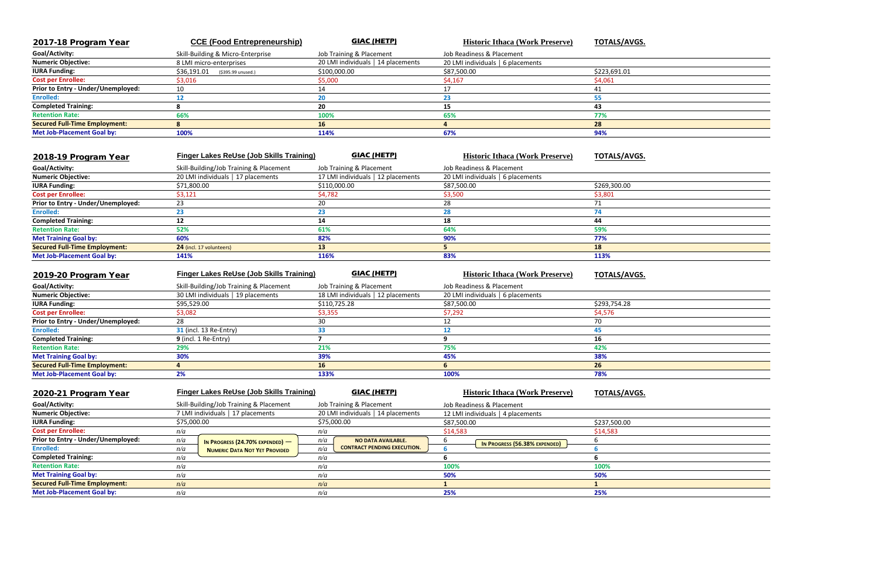| 2017-18 Program Year | CCE (Food Entrepreneurship) | GIAC (HETP) | Historic Ithaca (Work Preserve) | TOTALS/AVGS. |
|---|---|---|---|---|
| **Goal/Activity:** | Skill-Building & Micro-Enterprise | Job Training & Placement | Job Readiness & Placement | |
| **Numeric Objective:** | 8 LMI micro-enterprises | 20 LMI individuals \| 14 placements | 20 LMI individuals \| 6 placements | |
| **IURA Funding:** | $36,191.01 ($395.99 unused.) | $100,000.00 | $87,500.00 | $223,691.01 |
| **Cost per Enrollee:** | $3,016 | $5,000 | $4,167 | $4,061 |
| **Prior to Entry - Under/Unemployed:** | 10 | 14 | 17 | 41 |
| **Enrolled:** | **12** | **20** | **23** | **55** |
| **Completed Training:** | **8** | **20** | **15** | **43** |
| **Retention Rate:** | **66%** | **100%** | **65%** | **77%** |
| **Secured Full-Time Employment:** | **8** | **16** | **4** | **28** |
| **Met Job-Placement Goal by:** | **100%** | **114%** | **67%** | **94%** |

| 2018-19 Program Year | Finger Lakes ReUse (Job Skills Training) | GIAC (HETP) | Historic Ithaca (Work Preserve) | TOTALS/AVGS. |
|---|---|---|---|---|
| **Goal/Activity:** | Skill-Building/Job Training & Placement | Job Training & Placement | Job Readiness & Placement | |
| **Numeric Objective:** | 20 LMI individuals \| 17 placements | 17 LMI individuals \| 12 placements | 20 LMI individuals \| 6 placements | |
| **IURA Funding:** | $71,800.00 | $110,000.00 | $87,500.00 | $269,300.00 |
| **Cost per Enrollee:** | $3,121 | $4,782 | $3,500 | $3,801 |
| **Prior to Entry - Under/Unemployed:** | 23 | 20 | 28 | 71 |
| **Enrolled:** | **23** | **23** | **28** | **74** |
| **Completed Training:** | **12** | **14** | **18** | **44** |
| **Retention Rate:** | **52%** | **61%** | **64%** | **59%** |
| **Met Training Goal by:** | **60%** | **82%** | **90%** | **77%** |
| **Secured Full-Time Employment:** | **24** (incl. 17 volunteers) | **13** | **5** | **18** |
| **Met Job-Placement Goal by:** | **141%** | **116%** | **83%** | **113%** |

| 2019-20 Program Year | Finger Lakes ReUse (Job Skills Training) | GIAC (HETP) | Historic Ithaca (Work Preserve) | TOTALS/AVGS. |
|---|---|---|---|---|
| **Goal/Activity:** | Skill-Building/Job Training & Placement | Job Training & Placement | Job Readiness & Placement | |
| **Numeric Objective:** | 30 LMI individuals \| 19 placements | 18 LMI individuals \| 12 placements | 20 LMI individuals \| 6 placements | |
| **IURA Funding:** | $95,529.00 | $110,725.28 | $87,500.00 | $293,754.28 |
| **Cost per Enrollee:** | $3,082 | $3,355 | $7,292 | $4,576 |
| **Prior to Entry - Under/Unemployed:** | 28 | 30 | 12 | 70 |
| **Enrolled:** | **31** (incl. 13 Re-Entry) | **33** | **12** | **45** |
| **Completed Training:** | **9** (incl. 1 Re-Entry) | **7** | **9** | **16** |
| **Retention Rate:** | **29%** | **21%** | **75%** | **42%** |
| **Met Training Goal by:** | **30%** | **39%** | **45%** | **38%** |
| **Secured Full-Time Employment:** | **4** | **16** | **6** | **26** |
| **Met Job-Placement Goal by:** | **2%** | **133%** | **100%** | **78%** |

| 2020-21 Program Year | Finger Lakes ReUse (Job Skills Training) | GIAC (HETP) | Historic Ithaca (Work Preserve) | TOTALS/AVGS. |
|---|---|---|---|---|
| **Goal/Activity:** | Skill-Building/Job Training & Placement | Job Training & Placement | Job Readiness & Placement | |
| **Numeric Objective:** | 7 LMI individuals \| 17 placements | 20 LMI individuals \| 14 placements | 12 LMI individuals \| 4 placements | |
| **IURA Funding:** | $75,000.00 | $75,000.00 | $87,500.00 | $237,500.00 |
| **Cost per Enrollee:** | *n/a* | *n/a* | $14,583 | $14,583 |
| **Prior to Entry - Under/Unemployed:** | *n/a* IN PROGRESS (24.70% EXPENDED) — NUMERIC DATA NOT YET PROVIDED | *n/a* NO DATA AVAILABLE. CONTRACT PENDING EXECUTION. | 6 IN PROGRESS (56.38% EXPENDED) | 6 |
| **Enrolled:** | *n/a* | *n/a* | **6** | **6** |
| **Completed Training:** | *n/a* | *n/a* | **6** | **6** |
| **Retention Rate:** | *n/a* | *n/a* | **100%** | **100%** |
| **Met Training Goal by:** | *n/a* | *n/a* | **50%** | **50%** |
| **Secured Full-Time Employment:** | *n/a* | *n/a* | **1** | **1** |
| **Met Job-Placement Goal by:** | *n/a* | *n/a* | **25%** | **25%** |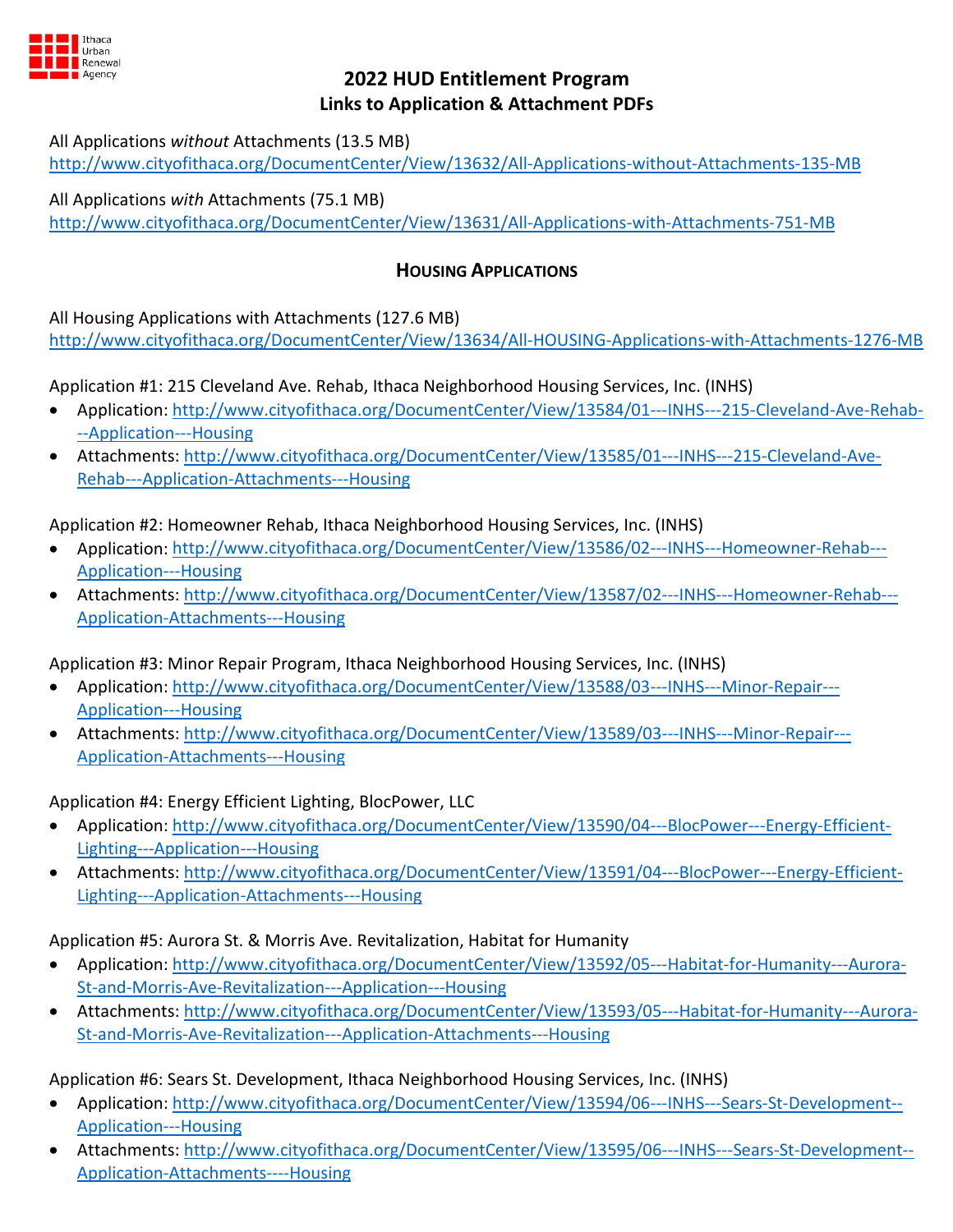# 2022 HUD Entitlement Program

## Links to Application & Attachment PDFs

All Applications *without* Attachments (13.5 MB)
http://www.cityofithaca.org/DocumentCenter/View/13632/All-Applications-without-Attachments-135-MB

All Applications *with* Attachments (75.1 MB)
http://www.cityofithaca.org/DocumentCenter/View/13631/All-Applications-with-Attachments-751-MB

### HOUSING APPLICATIONS

All Housing Applications with Attachments (127.6 MB)
http://www.cityofithaca.org/DocumentCenter/View/13634/All-HOUSING-Applications-with-Attachments-1276-MB

Application #1: 215 Cleveland Ave. Rehab, Ithaca Neighborhood Housing Services, Inc. (INHS)

- Application: http://www.cityofithaca.org/DocumentCenter/View/13584/01---INHS---215-Cleveland-Ave-Rehab---Application---Housing
- Attachments: http://www.cityofithaca.org/DocumentCenter/View/13585/01---INHS---215-Cleveland-Ave-Rehab---Application-Attachments---Housing

Application #2: Homeowner Rehab, Ithaca Neighborhood Housing Services, Inc. (INHS)

- Application: http://www.cityofithaca.org/DocumentCenter/View/13586/02---INHS---Homeowner-Rehab---Application---Housing
- Attachments: http://www.cityofithaca.org/DocumentCenter/View/13587/02---INHS---Homeowner-Rehab---Application-Attachments---Housing

Application #3: Minor Repair Program, Ithaca Neighborhood Housing Services, Inc. (INHS)

- Application: http://www.cityofithaca.org/DocumentCenter/View/13588/03---INHS---Minor-Repair---Application---Housing
- Attachments: http://www.cityofithaca.org/DocumentCenter/View/13589/03---INHS---Minor-Repair---Application-Attachments---Housing

Application #4: Energy Efficient Lighting, BlocPower, LLC

- Application: http://www.cityofithaca.org/DocumentCenter/View/13590/04---BlocPower---Energy-Efficient-Lighting---Application---Housing
- Attachments: http://www.cityofithaca.org/DocumentCenter/View/13591/04---BlocPower---Energy-Efficient-Lighting---Application-Attachments---Housing

Application #5: Aurora St. & Morris Ave. Revitalization, Habitat for Humanity

- Application: http://www.cityofithaca.org/DocumentCenter/View/13592/05---Habitat-for-Humanity---Aurora-St-and-Morris-Ave-Revitalization---Application---Housing
- Attachments: http://www.cityofithaca.org/DocumentCenter/View/13593/05---Habitat-for-Humanity---Aurora-St-and-Morris-Ave-Revitalization---Application-Attachments---Housing

Application #6: Sears St. Development, Ithaca Neighborhood Housing Services, Inc. (INHS)

- Application: http://www.cityofithaca.org/DocumentCenter/View/13594/06---INHS---Sears-St-Development--Application---Housing
- Attachments: http://www.cityofithaca.org/DocumentCenter/View/13595/06---INHS---Sears-St-Development--Application-Attachments----Housing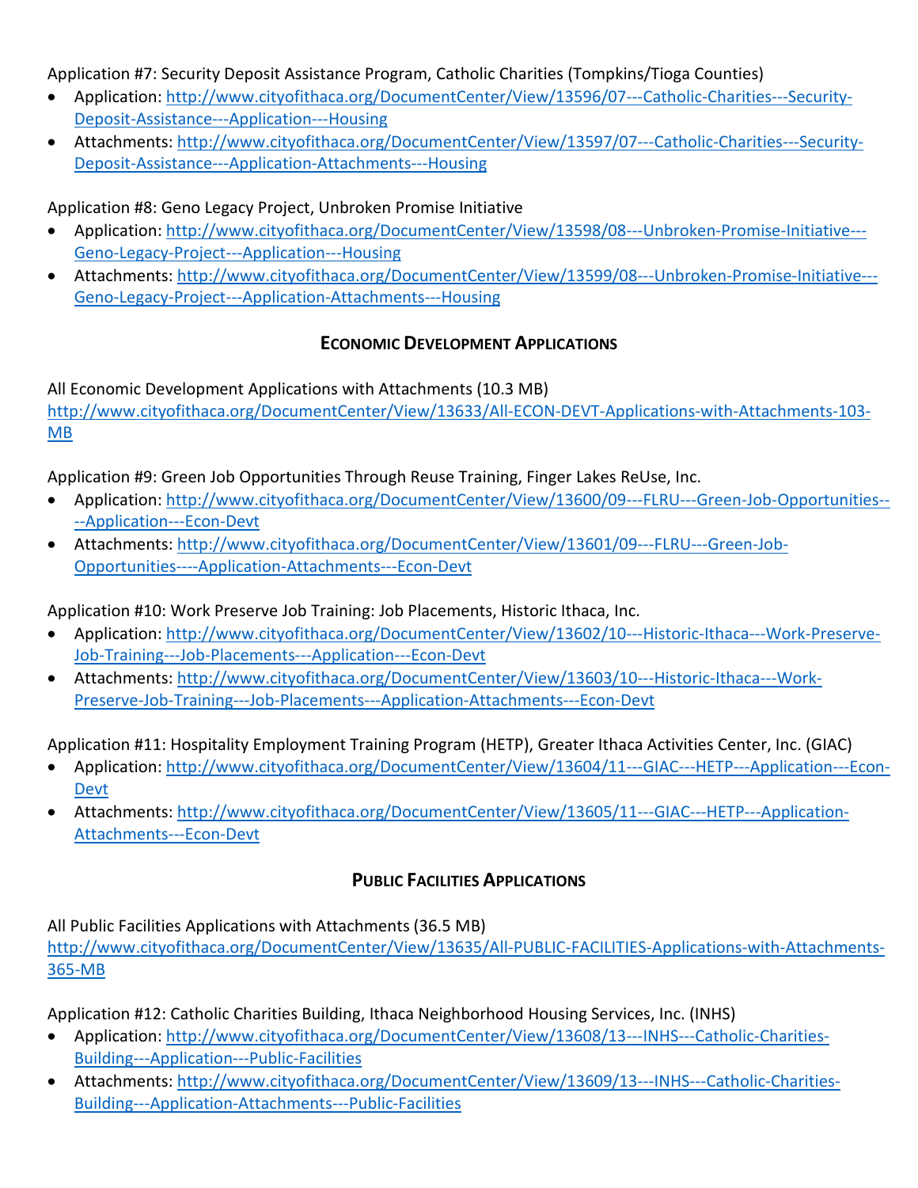Application #7: Security Deposit Assistance Program, Catholic Charities (Tompkins/Tioga Counties)

- Application: http://www.cityofithaca.org/DocumentCenter/View/13596/07---Catholic-Charities---Security-Deposit-Assistance---Application---Housing
- Attachments: http://www.cityofithaca.org/DocumentCenter/View/13597/07---Catholic-Charities---Security-Deposit-Assistance---Application-Attachments---Housing

Application #8: Geno Legacy Project, Unbroken Promise Initiative

- Application: http://www.cityofithaca.org/DocumentCenter/View/13598/08---Unbroken-Promise-Initiative---Geno-Legacy-Project---Application---Housing
- Attachments: http://www.cityofithaca.org/DocumentCenter/View/13599/08---Unbroken-Promise-Initiative---Geno-Legacy-Project---Application-Attachments---Housing

## ECONOMIC DEVELOPMENT APPLICATIONS

All Economic Development Applications with Attachments (10.3 MB)
http://www.cityofithaca.org/DocumentCenter/View/13633/All-ECON-DEVT-Applications-with-Attachments-103-MB

Application #9: Green Job Opportunities Through Reuse Training, Finger Lakes ReUse, Inc.

- Application: http://www.cityofithaca.org/DocumentCenter/View/13600/09---FLRU---Green-Job-Opportunities----Application---Econ-Devt
- Attachments: http://www.cityofithaca.org/DocumentCenter/View/13601/09---FLRU---Green-Job-Opportunities----Application-Attachments---Econ-Devt

Application #10: Work Preserve Job Training: Job Placements, Historic Ithaca, Inc.

- Application: http://www.cityofithaca.org/DocumentCenter/View/13602/10---Historic-Ithaca---Work-Preserve-Job-Training---Job-Placements---Application---Econ-Devt
- Attachments: http://www.cityofithaca.org/DocumentCenter/View/13603/10---Historic-Ithaca---Work-Preserve-Job-Training---Job-Placements---Application-Attachments---Econ-Devt

Application #11: Hospitality Employment Training Program (HETP), Greater Ithaca Activities Center, Inc. (GIAC)

- Application: http://www.cityofithaca.org/DocumentCenter/View/13604/11---GIAC---HETP---Application---Econ-Devt
- Attachments: http://www.cityofithaca.org/DocumentCenter/View/13605/11---GIAC---HETP---Application-Attachments---Econ-Devt

## PUBLIC FACILITIES APPLICATIONS

All Public Facilities Applications with Attachments (36.5 MB)
http://www.cityofithaca.org/DocumentCenter/View/13635/All-PUBLIC-FACILITIES-Applications-with-Attachments-365-MB

Application #12: Catholic Charities Building, Ithaca Neighborhood Housing Services, Inc. (INHS)

- Application: http://www.cityofithaca.org/DocumentCenter/View/13608/13---INHS---Catholic-Charities-Building---Application---Public-Facilities
- Attachments: http://www.cityofithaca.org/DocumentCenter/View/13609/13---INHS---Catholic-Charities-Building---Application-Attachments---Public-Facilities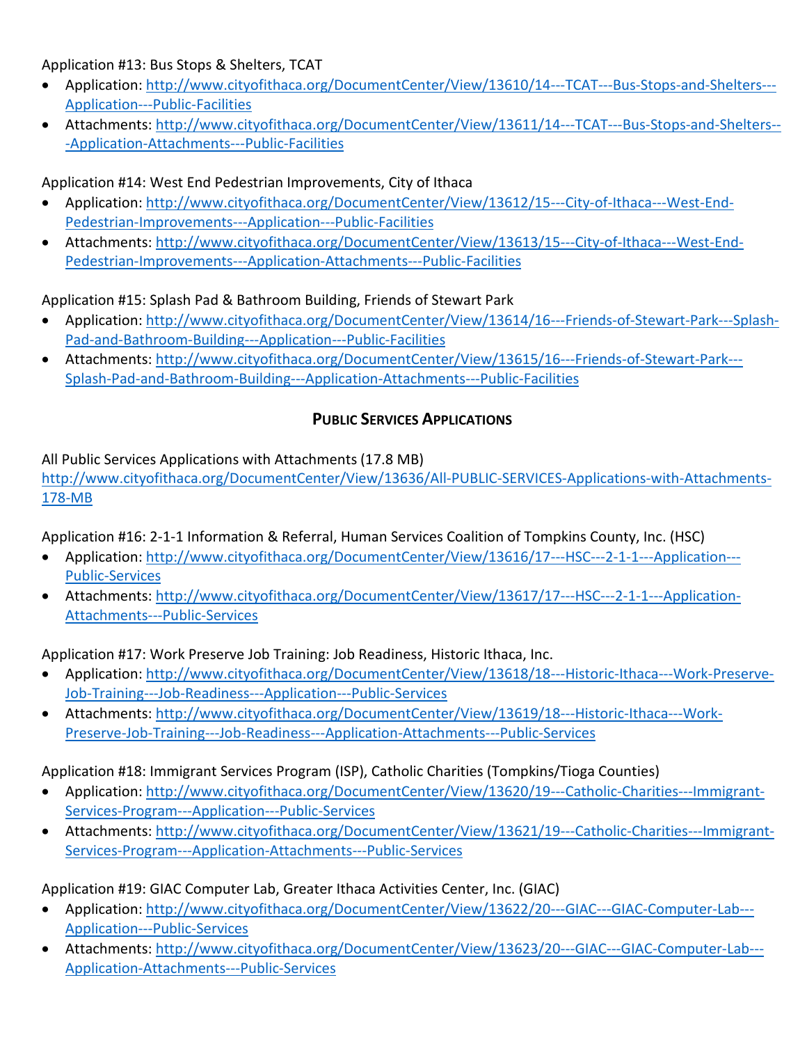Application #13: Bus Stops & Shelters, TCAT

- Application: http://www.cityofithaca.org/DocumentCenter/View/13610/14---TCAT---Bus-Stops-and-Shelters---Application---Public-Facilities
- Attachments: http://www.cityofithaca.org/DocumentCenter/View/13611/14---TCAT---Bus-Stops-and-Shelters---Application-Attachments---Public-Facilities

Application #14: West End Pedestrian Improvements, City of Ithaca

- Application: http://www.cityofithaca.org/DocumentCenter/View/13612/15---City-of-Ithaca---West-End-Pedestrian-Improvements---Application---Public-Facilities
- Attachments: http://www.cityofithaca.org/DocumentCenter/View/13613/15---City-of-Ithaca---West-End-Pedestrian-Improvements---Application-Attachments---Public-Facilities

Application #15: Splash Pad & Bathroom Building, Friends of Stewart Park

- Application: http://www.cityofithaca.org/DocumentCenter/View/13614/16---Friends-of-Stewart-Park---Splash-Pad-and-Bathroom-Building---Application---Public-Facilities
- Attachments: http://www.cityofithaca.org/DocumentCenter/View/13615/16---Friends-of-Stewart-Park---Splash-Pad-and-Bathroom-Building---Application-Attachments---Public-Facilities

## PUBLIC SERVICES APPLICATIONS

All Public Services Applications with Attachments (17.8 MB)
http://www.cityofithaca.org/DocumentCenter/View/13636/All-PUBLIC-SERVICES-Applications-with-Attachments-178-MB

Application #16: 2-1-1 Information & Referral, Human Services Coalition of Tompkins County, Inc. (HSC)

- Application: http://www.cityofithaca.org/DocumentCenter/View/13616/17---HSC---2-1-1---Application---Public-Services
- Attachments: http://www.cityofithaca.org/DocumentCenter/View/13617/17---HSC---2-1-1---Application-Attachments---Public-Services

Application #17: Work Preserve Job Training: Job Readiness, Historic Ithaca, Inc.

- Application: http://www.cityofithaca.org/DocumentCenter/View/13618/18---Historic-Ithaca---Work-Preserve-Job-Training---Job-Readiness---Application---Public-Services
- Attachments: http://www.cityofithaca.org/DocumentCenter/View/13619/18---Historic-Ithaca---Work-Preserve-Job-Training---Job-Readiness---Application-Attachments---Public-Services

Application #18: Immigrant Services Program (ISP), Catholic Charities (Tompkins/Tioga Counties)

- Application: http://www.cityofithaca.org/DocumentCenter/View/13620/19---Catholic-Charities---Immigrant-Services-Program---Application---Public-Services
- Attachments: http://www.cityofithaca.org/DocumentCenter/View/13621/19---Catholic-Charities---Immigrant-Services-Program---Application-Attachments---Public-Services

Application #19: GIAC Computer Lab, Greater Ithaca Activities Center, Inc. (GIAC)

- Application: http://www.cityofithaca.org/DocumentCenter/View/13622/20---GIAC---GIAC-Computer-Lab---Application---Public-Services
- Attachments: http://www.cityofithaca.org/DocumentCenter/View/13623/20---GIAC---GIAC-Computer-Lab---Application-Attachments---Public-Services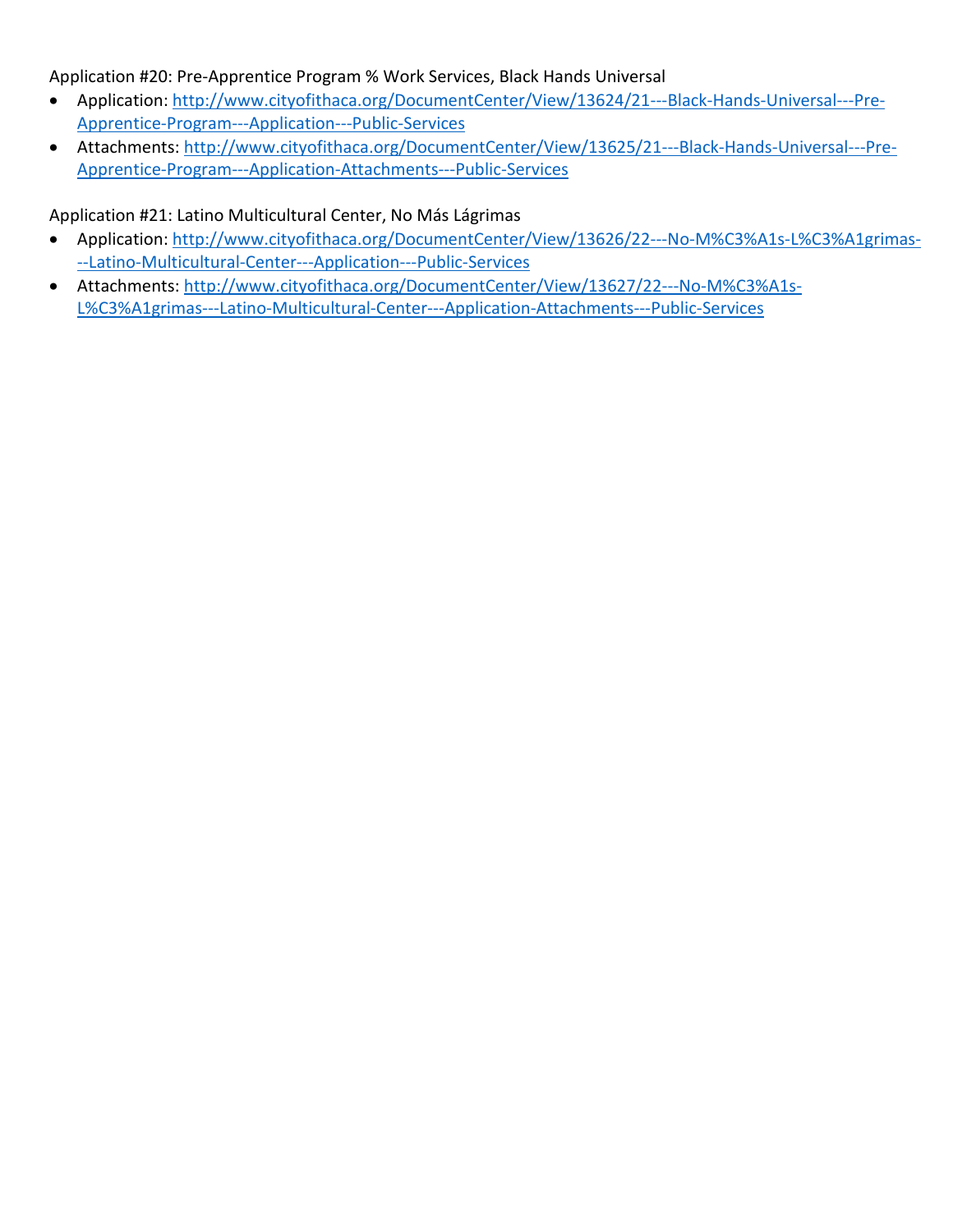Application #20: Pre-Apprentice Program % Work Services, Black Hands Universal

- Application: http://www.cityofithaca.org/DocumentCenter/View/13624/21---Black-Hands-Universal---Pre-Apprentice-Program---Application---Public-Services
- Attachments: http://www.cityofithaca.org/DocumentCenter/View/13625/21---Black-Hands-Universal---Pre-Apprentice-Program---Application-Attachments---Public-Services

Application #21: Latino Multicultural Center, No Más Lágrimas

- Application: http://www.cityofithaca.org/DocumentCenter/View/13626/22---No-M%C3%A1s-L%C3%A1grimas---Latino-Multicultural-Center---Application---Public-Services
- Attachments: http://www.cityofithaca.org/DocumentCenter/View/13627/22---No-M%C3%A1s-L%C3%A1grimas---Latino-Multicultural-Center---Application-Attachments---Public-Services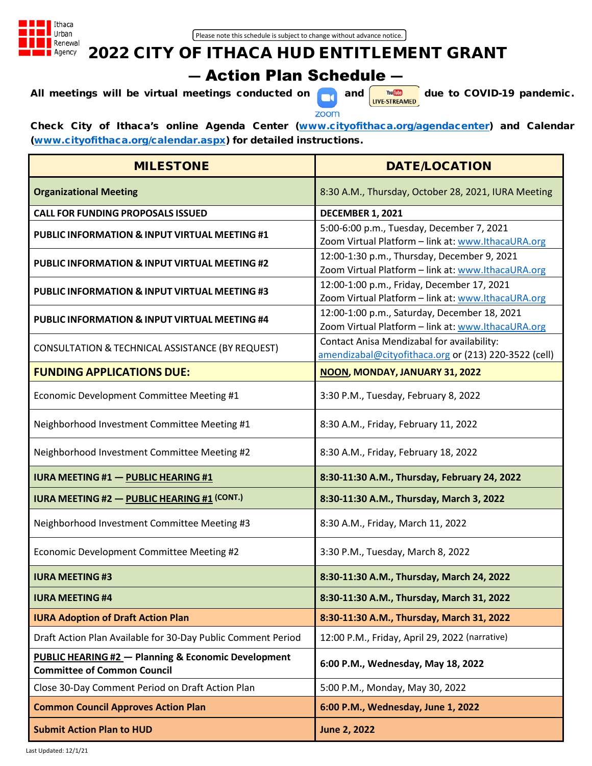Ithaca Urban Renewal Agency

Please note this schedule is subject to change without advance notice.

# 2022 CITY OF ITHACA HUD ENTITLEMENT GRANT

## — Action Plan Schedule —

**All meetings will be virtual meetings conducted on zoom and YouTube LIVE-STREAMED due to COVID-19 pandemic.**

**Check City of Ithaca's online Agenda Center ([www.cityofithaca.org/agendacenter](www.cityofithaca.org/agendacenter)) and Calendar ([www.cityofithaca.org/calendar.aspx](www.cityofithaca.org/calendar.aspx)) for detailed instructions.**

| MILESTONE | DATE/LOCATION |
|---|---|
| **Organizational Meeting** | 8:30 A.M., Thursday, October 28, 2021, IURA Meeting |
| **CALL FOR FUNDING PROPOSALS ISSUED** | **DECEMBER 1, 2021** |
| **PUBLIC INFORMATION & INPUT VIRTUAL MEETING #1** | 5:00-6:00 p.m., Tuesday, December 7, 2021<br>Zoom Virtual Platform – link at: www.IthacaURA.org |
| **PUBLIC INFORMATION & INPUT VIRTUAL MEETING #2** | 12:00-1:30 p.m., Thursday, December 9, 2021<br>Zoom Virtual Platform – link at: www.IthacaURA.org |
| **PUBLIC INFORMATION & INPUT VIRTUAL MEETING #3** | 12:00-1:00 p.m., Friday, December 17, 2021<br>Zoom Virtual Platform – link at: www.IthacaURA.org |
| **PUBLIC INFORMATION & INPUT VIRTUAL MEETING #4** | 12:00-1:00 p.m., Saturday, December 18, 2021<br>Zoom Virtual Platform – link at: www.IthacaURA.org |
| CONSULTATION & TECHNICAL ASSISTANCE (BY REQUEST) | Contact Anisa Mendizabal for availability:<br>amendizabal@cityofithaca.org or (213) 220-3522 (cell) |
| **FUNDING APPLICATIONS DUE:** | **NOON, MONDAY, JANUARY 31, 2022** |
| Economic Development Committee Meeting #1 | 3:30 P.M., Tuesday, February 8, 2022 |
| Neighborhood Investment Committee Meeting #1 | 8:30 A.M., Friday, February 11, 2022 |
| Neighborhood Investment Committee Meeting #2 | 8:30 A.M., Friday, February 18, 2022 |
| **IURA MEETING #1 — PUBLIC HEARING #1** | **8:30-11:30 A.M., Thursday, February 24, 2022** |
| **IURA MEETING #2 — PUBLIC HEARING #1 (CONT.)** | **8:30-11:30 A.M., Thursday, March 3, 2022** |
| Neighborhood Investment Committee Meeting #3 | 8:30 A.M., Friday, March 11, 2022 |
| Economic Development Committee Meeting #2 | 3:30 P.M., Tuesday, March 8, 2022 |
| **IURA MEETING #3** | **8:30-11:30 A.M., Thursday, March 24, 2022** |
| **IURA MEETING #4** | **8:30-11:30 A.M., Thursday, March 31, 2022** |
| **IURA Adoption of Draft Action Plan** | **8:30-11:30 A.M., Thursday, March 31, 2022** |
| Draft Action Plan Available for 30-Day Public Comment Period | 12:00 P.M., Friday, April 29, 2022 (narrative) |
| **PUBLIC HEARING #2 — Planning & Economic Development Committee of Common Council** | **6:00 P.M., Wednesday, May 18, 2022** |
| Close 30-Day Comment Period on Draft Action Plan | 5:00 P.M., Monday, May 30, 2022 |
| **Common Council Approves Action Plan** | **6:00 P.M., Wednesday, June 1, 2022** |
| **Submit Action Plan to HUD** | **June 2, 2022** |

Last Updated: 12/1/21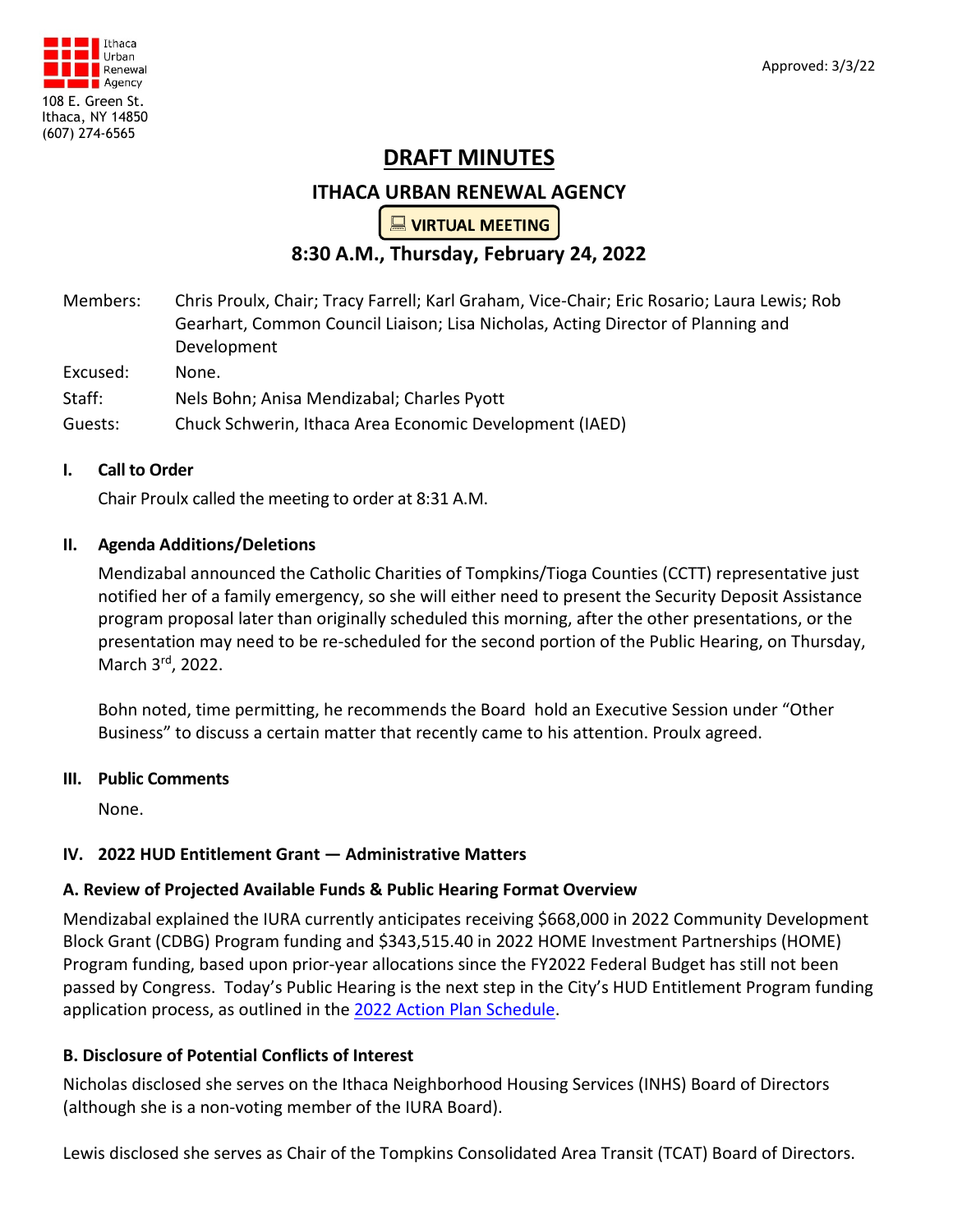Ithaca Urban Renewal Agency
108 E. Green St.
Ithaca, NY 14850
(607) 274-6565

Approved: 3/3/22

# DRAFT MINUTES

## ITHACA URBAN RENEWAL AGENCY

**VIRTUAL MEETING**

**8:30 A.M., Thursday, February 24, 2022**

Members: Chris Proulx, Chair; Tracy Farrell; Karl Graham, Vice-Chair; Eric Rosario; Laura Lewis; Rob Gearhart, Common Council Liaison; Lisa Nicholas, Acting Director of Planning and Development

Excused: None.

Staff: Nels Bohn; Anisa Mendizabal; Charles Pyott

Guests: Chuck Schwerin, Ithaca Area Economic Development (IAED)

**I. Call to Order**

Chair Proulx called the meeting to order at 8:31 A.M.

**II. Agenda Additions/Deletions**

Mendizabal announced the Catholic Charities of Tompkins/Tioga Counties (CCTT) representative just notified her of a family emergency, so she will either need to present the Security Deposit Assistance program proposal later than originally scheduled this morning, after the other presentations, or the presentation may need to be re-scheduled for the second portion of the Public Hearing, on Thursday, March 3rd, 2022.

Bohn noted, time permitting, he recommends the Board hold an Executive Session under "Other Business" to discuss a certain matter that recently came to his attention. Proulx agreed.

**III. Public Comments**

None.

**IV. 2022 HUD Entitlement Grant — Administrative Matters**

**A. Review of Projected Available Funds & Public Hearing Format Overview**

Mendizabal explained the IURA currently anticipates receiving $668,000 in 2022 Community Development Block Grant (CDBG) Program funding and $343,515.40 in 2022 HOME Investment Partnerships (HOME) Program funding, based upon prior-year allocations since the FY2022 Federal Budget has still not been passed by Congress. Today's Public Hearing is the next step in the City's HUD Entitlement Program funding application process, as outlined in the 2022 Action Plan Schedule.

**B. Disclosure of Potential Conflicts of Interest**

Nicholas disclosed she serves on the Ithaca Neighborhood Housing Services (INHS) Board of Directors (although she is a non-voting member of the IURA Board).

Lewis disclosed she serves as Chair of the Tompkins Consolidated Area Transit (TCAT) Board of Directors.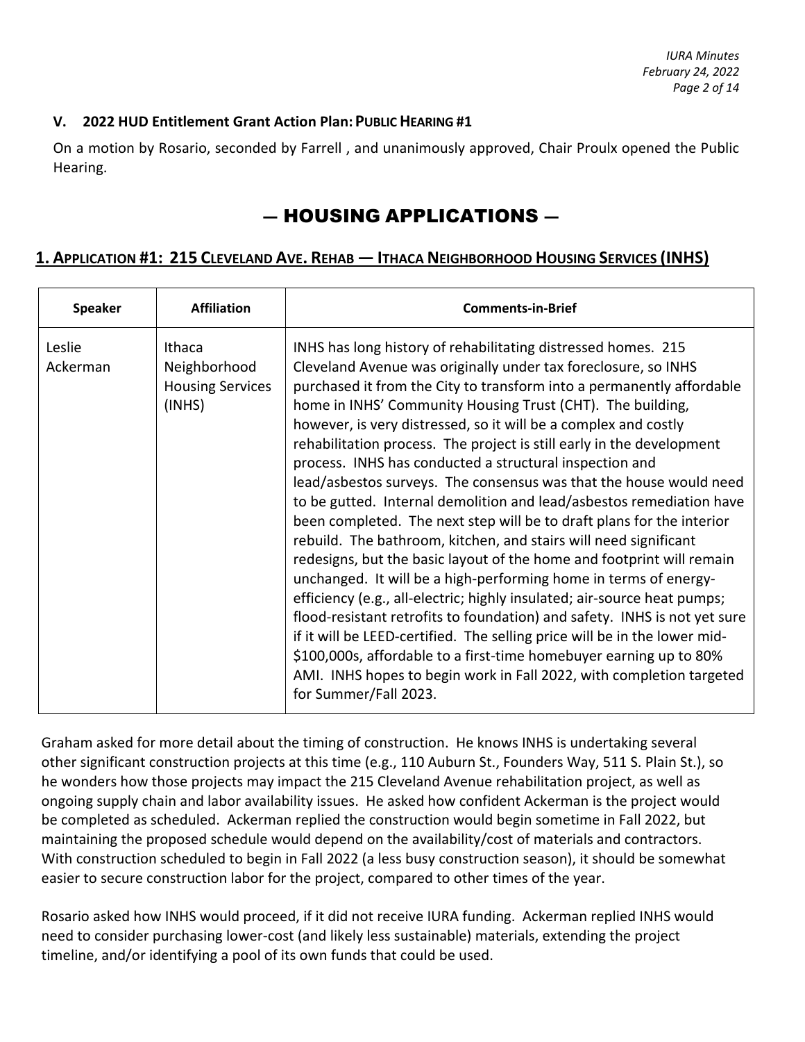### V. 2022 HUD Entitlement Grant Action Plan: PUBLIC HEARING #1

On a motion by Rosario, seconded by Farrell , and unanimously approved, Chair Proulx opened the Public Hearing.

# — HOUSING APPLICATIONS —

## 1. APPLICATION #1: 215 CLEVELAND AVE. REHAB — ITHACA NEIGHBORHOOD HOUSING SERVICES (INHS)

| Speaker | Affiliation | Comments-in-Brief |
|---|---|---|
| Leslie Ackerman | Ithaca Neighborhood Housing Services (INHS) | INHS has long history of rehabilitating distressed homes. 215 Cleveland Avenue was originally under tax foreclosure, so INHS purchased it from the City to transform into a permanently affordable home in INHS' Community Housing Trust (CHT). The building, however, is very distressed, so it will be a complex and costly rehabilitation process. The project is still early in the development process. INHS has conducted a structural inspection and lead/asbestos surveys. The consensus was that the house would need to be gutted. Internal demolition and lead/asbestos remediation have been completed. The next step will be to draft plans for the interior rebuild. The bathroom, kitchen, and stairs will need significant redesigns, but the basic layout of the home and footprint will remain unchanged. It will be a high-performing home in terms of energy-efficiency (e.g., all-electric; highly insulated; air-source heat pumps; flood-resistant retrofits to foundation) and safety. INHS is not yet sure if it will be LEED-certified. The selling price will be in the lower mid-$100,000s, affordable to a first-time homebuyer earning up to 80% AMI. INHS hopes to begin work in Fall 2022, with completion targeted for Summer/Fall 2023. |

Graham asked for more detail about the timing of construction. He knows INHS is undertaking several other significant construction projects at this time (e.g., 110 Auburn St., Founders Way, 511 S. Plain St.), so he wonders how those projects may impact the 215 Cleveland Avenue rehabilitation project, as well as ongoing supply chain and labor availability issues. He asked how confident Ackerman is the project would be completed as scheduled. Ackerman replied the construction would begin sometime in Fall 2022, but maintaining the proposed schedule would depend on the availability/cost of materials and contractors. With construction scheduled to begin in Fall 2022 (a less busy construction season), it should be somewhat easier to secure construction labor for the project, compared to other times of the year.

Rosario asked how INHS would proceed, if it did not receive IURA funding. Ackerman replied INHS would need to consider purchasing lower-cost (and likely less sustainable) materials, extending the project timeline, and/or identifying a pool of its own funds that could be used.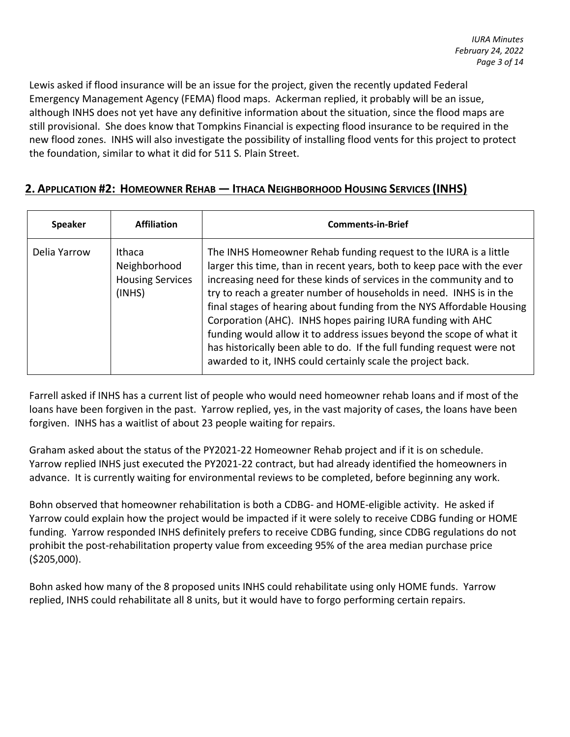Lewis asked if flood insurance will be an issue for the project, given the recently updated Federal Emergency Management Agency (FEMA) flood maps. Ackerman replied, it probably will be an issue, although INHS does not yet have any definitive information about the situation, since the flood maps are still provisional. She does know that Tompkins Financial is expecting flood insurance to be required in the new flood zones. INHS will also investigate the possibility of installing flood vents for this project to protect the foundation, similar to what it did for 511 S. Plain Street.

## 2. APPLICATION #2: HOMEOWNER REHAB — ITHACA NEIGHBORHOOD HOUSING SERVICES (INHS)

| Speaker | Affiliation | Comments-in-Brief |
|---|---|---|
| Delia Yarrow | Ithaca Neighborhood Housing Services (INHS) | The INHS Homeowner Rehab funding request to the IURA is a little larger this time, than in recent years, both to keep pace with the ever increasing need for these kinds of services in the community and to try to reach a greater number of households in need. INHS is in the final stages of hearing about funding from the NYS Affordable Housing Corporation (AHC). INHS hopes pairing IURA funding with AHC funding would allow it to address issues beyond the scope of what it has historically been able to do. If the full funding request were not awarded to it, INHS could certainly scale the project back. |

Farrell asked if INHS has a current list of people who would need homeowner rehab loans and if most of the loans have been forgiven in the past. Yarrow replied, yes, in the vast majority of cases, the loans have been forgiven. INHS has a waitlist of about 23 people waiting for repairs.

Graham asked about the status of the PY2021-22 Homeowner Rehab project and if it is on schedule. Yarrow replied INHS just executed the PY2021-22 contract, but had already identified the homeowners in advance. It is currently waiting for environmental reviews to be completed, before beginning any work.

Bohn observed that homeowner rehabilitation is both a CDBG- and HOME-eligible activity. He asked if Yarrow could explain how the project would be impacted if it were solely to receive CDBG funding or HOME funding. Yarrow responded INHS definitely prefers to receive CDBG funding, since CDBG regulations do not prohibit the post-rehabilitation property value from exceeding 95% of the area median purchase price ($205,000).

Bohn asked how many of the 8 proposed units INHS could rehabilitate using only HOME funds. Yarrow replied, INHS could rehabilitate all 8 units, but it would have to forgo performing certain repairs.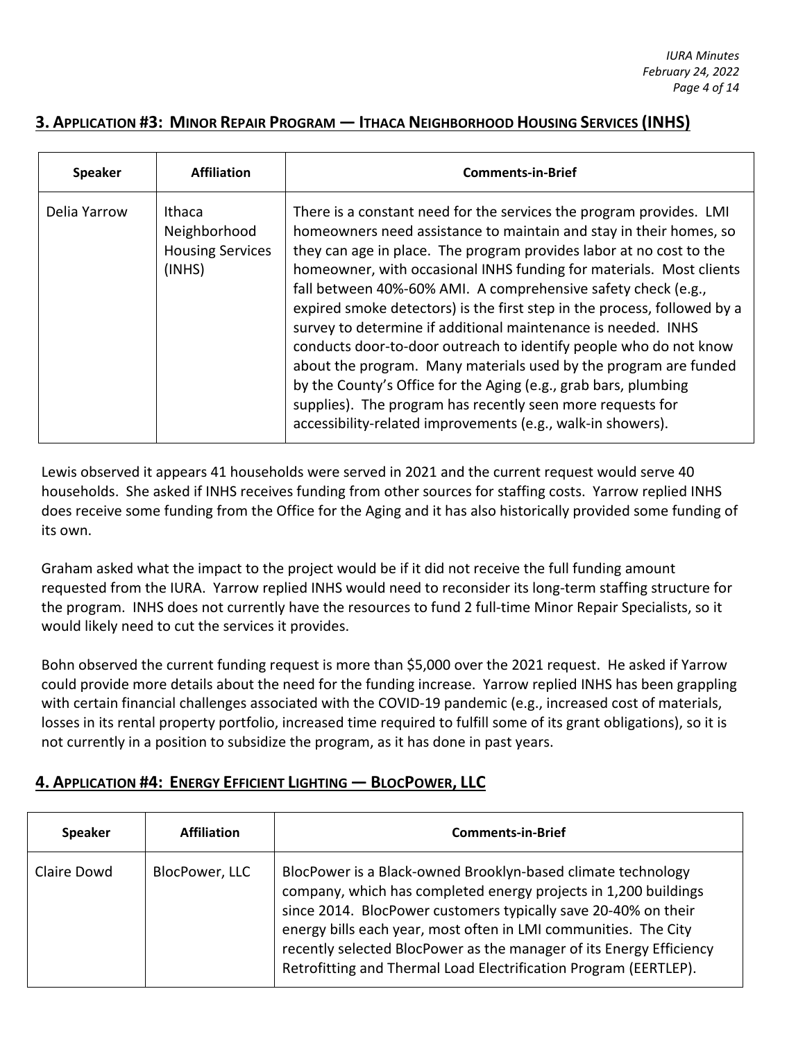## 3. Application #3: Minor Repair Program — Ithaca Neighborhood Housing Services (INHS)

| Speaker | Affiliation | Comments-in-Brief |
|---|---|---|
| Delia Yarrow | Ithaca Neighborhood Housing Services (INHS) | There is a constant need for the services the program provides. LMI homeowners need assistance to maintain and stay in their homes, so they can age in place. The program provides labor at no cost to the homeowner, with occasional INHS funding for materials. Most clients fall between 40%-60% AMI. A comprehensive safety check (e.g., expired smoke detectors) is the first step in the process, followed by a survey to determine if additional maintenance is needed. INHS conducts door-to-door outreach to identify people who do not know about the program. Many materials used by the program are funded by the County's Office for the Aging (e.g., grab bars, plumbing supplies). The program has recently seen more requests for accessibility-related improvements (e.g., walk-in showers). |

Lewis observed it appears 41 households were served in 2021 and the current request would serve 40 households. She asked if INHS receives funding from other sources for staffing costs. Yarrow replied INHS does receive some funding from the Office for the Aging and it has also historically provided some funding of its own.

Graham asked what the impact to the project would be if it did not receive the full funding amount requested from the IURA. Yarrow replied INHS would need to reconsider its long-term staffing structure for the program. INHS does not currently have the resources to fund 2 full-time Minor Repair Specialists, so it would likely need to cut the services it provides.

Bohn observed the current funding request is more than $5,000 over the 2021 request. He asked if Yarrow could provide more details about the need for the funding increase. Yarrow replied INHS has been grappling with certain financial challenges associated with the COVID-19 pandemic (e.g., increased cost of materials, losses in its rental property portfolio, increased time required to fulfill some of its grant obligations), so it is not currently in a position to subsidize the program, as it has done in past years.

## 4. Application #4: Energy Efficient Lighting — BlocPower, LLC

| Speaker | Affiliation | Comments-in-Brief |
|---|---|---|
| Claire Dowd | BlocPower, LLC | BlocPower is a Black-owned Brooklyn-based climate technology company, which has completed energy projects in 1,200 buildings since 2014. BlocPower customers typically save 20-40% on their energy bills each year, most often in LMI communities. The City recently selected BlocPower as the manager of its Energy Efficiency Retrofitting and Thermal Load Electrification Program (EERTLEP). |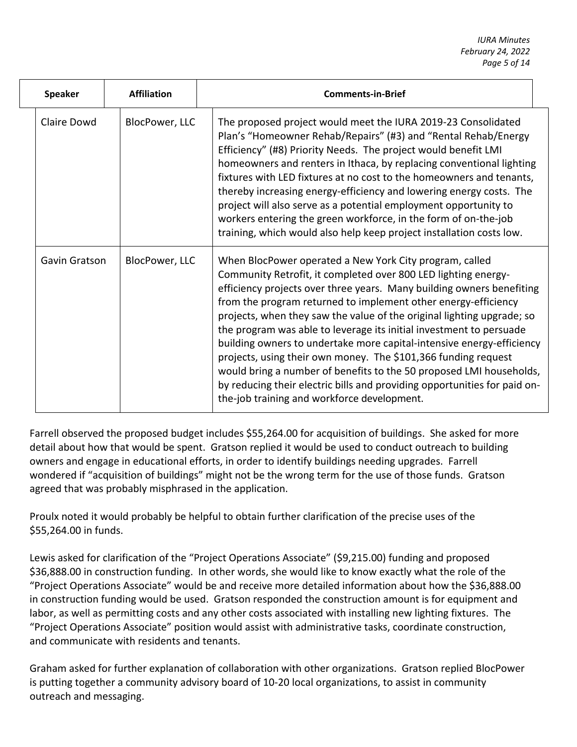| Speaker | Affiliation | Comments-in-Brief |
|---|---|---|
| Claire Dowd | BlocPower, LLC | The proposed project would meet the IURA 2019-23 Consolidated Plan's "Homeowner Rehab/Repairs" (#3) and "Rental Rehab/Energy Efficiency" (#8) Priority Needs. The project would benefit LMI homeowners and renters in Ithaca, by replacing conventional lighting fixtures with LED fixtures at no cost to the homeowners and tenants, thereby increasing energy-efficiency and lowering energy costs. The project will also serve as a potential employment opportunity to workers entering the green workforce, in the form of on-the-job training, which would also help keep project installation costs low. |
| Gavin Gratson | BlocPower, LLC | When BlocPower operated a New York City program, called Community Retrofit, it completed over 800 LED lighting energy-efficiency projects over three years. Many building owners benefiting from the program returned to implement other energy-efficiency projects, when they saw the value of the original lighting upgrade; so the program was able to leverage its initial investment to persuade building owners to undertake more capital-intensive energy-efficiency projects, using their own money. The $101,366 funding request would bring a number of benefits to the 50 proposed LMI households, by reducing their electric bills and providing opportunities for paid on-the-job training and workforce development. |

Farrell observed the proposed budget includes $55,264.00 for acquisition of buildings. She asked for more detail about how that would be spent. Gratson replied it would be used to conduct outreach to building owners and engage in educational efforts, in order to identify buildings needing upgrades. Farrell wondered if "acquisition of buildings" might not be the wrong term for the use of those funds. Gratson agreed that was probably misphrased in the application.

Proulx noted it would probably be helpful to obtain further clarification of the precise uses of the $55,264.00 in funds.

Lewis asked for clarification of the "Project Operations Associate" ($9,215.00) funding and proposed $36,888.00 in construction funding. In other words, she would like to know exactly what the role of the "Project Operations Associate" would be and receive more detailed information about how the $36,888.00 in construction funding would be used. Gratson responded the construction amount is for equipment and labor, as well as permitting costs and any other costs associated with installing new lighting fixtures. The "Project Operations Associate" position would assist with administrative tasks, coordinate construction, and communicate with residents and tenants.

Graham asked for further explanation of collaboration with other organizations. Gratson replied BlocPower is putting together a community advisory board of 10-20 local organizations, to assist in community outreach and messaging.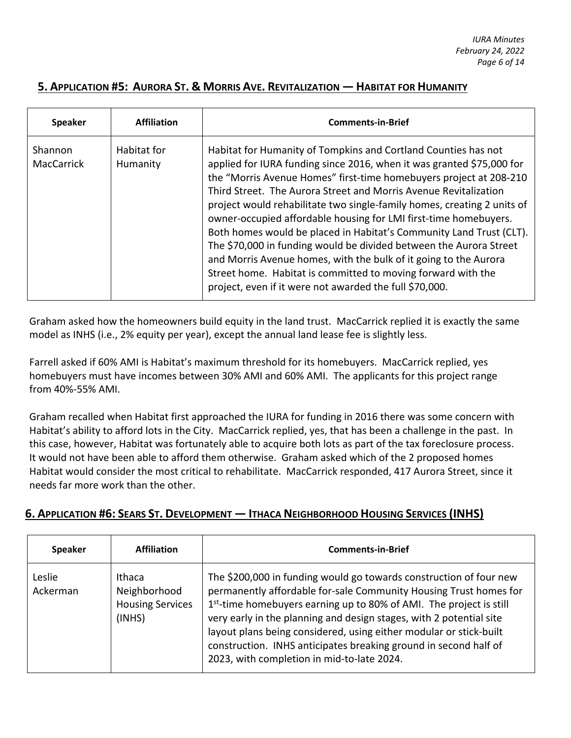## 5. Application #5: Aurora St. & Morris Ave. Revitalization — Habitat for Humanity

| Speaker | Affiliation | Comments-in-Brief |
|---|---|---|
| Shannon MacCarrick | Habitat for Humanity | Habitat for Humanity of Tompkins and Cortland Counties has not applied for IURA funding since 2016, when it was granted $75,000 for the "Morris Avenue Homes" first-time homebuyers project at 208-210 Third Street. The Aurora Street and Morris Avenue Revitalization project would rehabilitate two single-family homes, creating 2 units of owner-occupied affordable housing for LMI first-time homebuyers. Both homes would be placed in Habitat's Community Land Trust (CLT). The $70,000 in funding would be divided between the Aurora Street and Morris Avenue homes, with the bulk of it going to the Aurora Street home. Habitat is committed to moving forward with the project, even if it were not awarded the full $70,000. |

Graham asked how the homeowners build equity in the land trust. MacCarrick replied it is exactly the same model as INHS (i.e., 2% equity per year), except the annual land lease fee is slightly less.

Farrell asked if 60% AMI is Habitat's maximum threshold for its homebuyers. MacCarrick replied, yes homebuyers must have incomes between 30% AMI and 60% AMI. The applicants for this project range from 40%-55% AMI.

Graham recalled when Habitat first approached the IURA for funding in 2016 there was some concern with Habitat's ability to afford lots in the City. MacCarrick replied, yes, that has been a challenge in the past. In this case, however, Habitat was fortunately able to acquire both lots as part of the tax foreclosure process. It would not have been able to afford them otherwise. Graham asked which of the 2 proposed homes Habitat would consider the most critical to rehabilitate. MacCarrick responded, 417 Aurora Street, since it needs far more work than the other.

## 6. Application #6: Sears St. Development — Ithaca Neighborhood Housing Services (INHS)

| Speaker | Affiliation | Comments-in-Brief |
|---|---|---|
| Leslie Ackerman | Ithaca Neighborhood Housing Services (INHS) | The $200,000 in funding would go towards construction of four new permanently affordable for-sale Community Housing Trust homes for 1st-time homebuyers earning up to 80% of AMI. The project is still very early in the planning and design stages, with 2 potential site layout plans being considered, using either modular or stick-built construction. INHS anticipates breaking ground in second half of 2023, with completion in mid-to-late 2024. |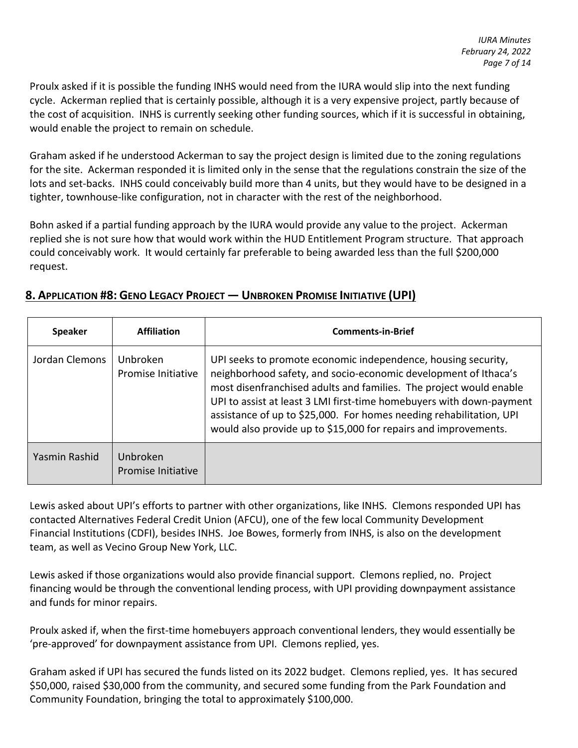Proulx asked if it is possible the funding INHS would need from the IURA would slip into the next funding cycle. Ackerman replied that is certainly possible, although it is a very expensive project, partly because of the cost of acquisition. INHS is currently seeking other funding sources, which if it is successful in obtaining, would enable the project to remain on schedule.

Graham asked if he understood Ackerman to say the project design is limited due to the zoning regulations for the site. Ackerman responded it is limited only in the sense that the regulations constrain the size of the lots and set-backs. INHS could conceivably build more than 4 units, but they would have to be designed in a tighter, townhouse-like configuration, not in character with the rest of the neighborhood.

Bohn asked if a partial funding approach by the IURA would provide any value to the project. Ackerman replied she is not sure how that would work within the HUD Entitlement Program structure. That approach could conceivably work. It would certainly far preferable to being awarded less than the full $200,000 request.

## 8. Application #8: Geno Legacy Project — Unbroken Promise Initiative (UPI)

| Speaker | Affiliation | Comments-in-Brief |
|---|---|---|
| Jordan Clemons | Unbroken Promise Initiative | UPI seeks to promote economic independence, housing security, neighborhood safety, and socio-economic development of Ithaca's most disenfranchised adults and families. The project would enable UPI to assist at least 3 LMI first-time homebuyers with down-payment assistance of up to $25,000. For homes needing rehabilitation, UPI would also provide up to $15,000 for repairs and improvements. |
| Yasmin Rashid | Unbroken Promise Initiative | |

Lewis asked about UPI's efforts to partner with other organizations, like INHS. Clemons responded UPI has contacted Alternatives Federal Credit Union (AFCU), one of the few local Community Development Financial Institutions (CDFI), besides INHS. Joe Bowes, formerly from INHS, is also on the development team, as well as Vecino Group New York, LLC.

Lewis asked if those organizations would also provide financial support. Clemons replied, no. Project financing would be through the conventional lending process, with UPI providing downpayment assistance and funds for minor repairs.

Proulx asked if, when the first-time homebuyers approach conventional lenders, they would essentially be 'pre-approved' for downpayment assistance from UPI. Clemons replied, yes.

Graham asked if UPI has secured the funds listed on its 2022 budget. Clemons replied, yes. It has secured $50,000, raised $30,000 from the community, and secured some funding from the Park Foundation and Community Foundation, bringing the total to approximately $100,000.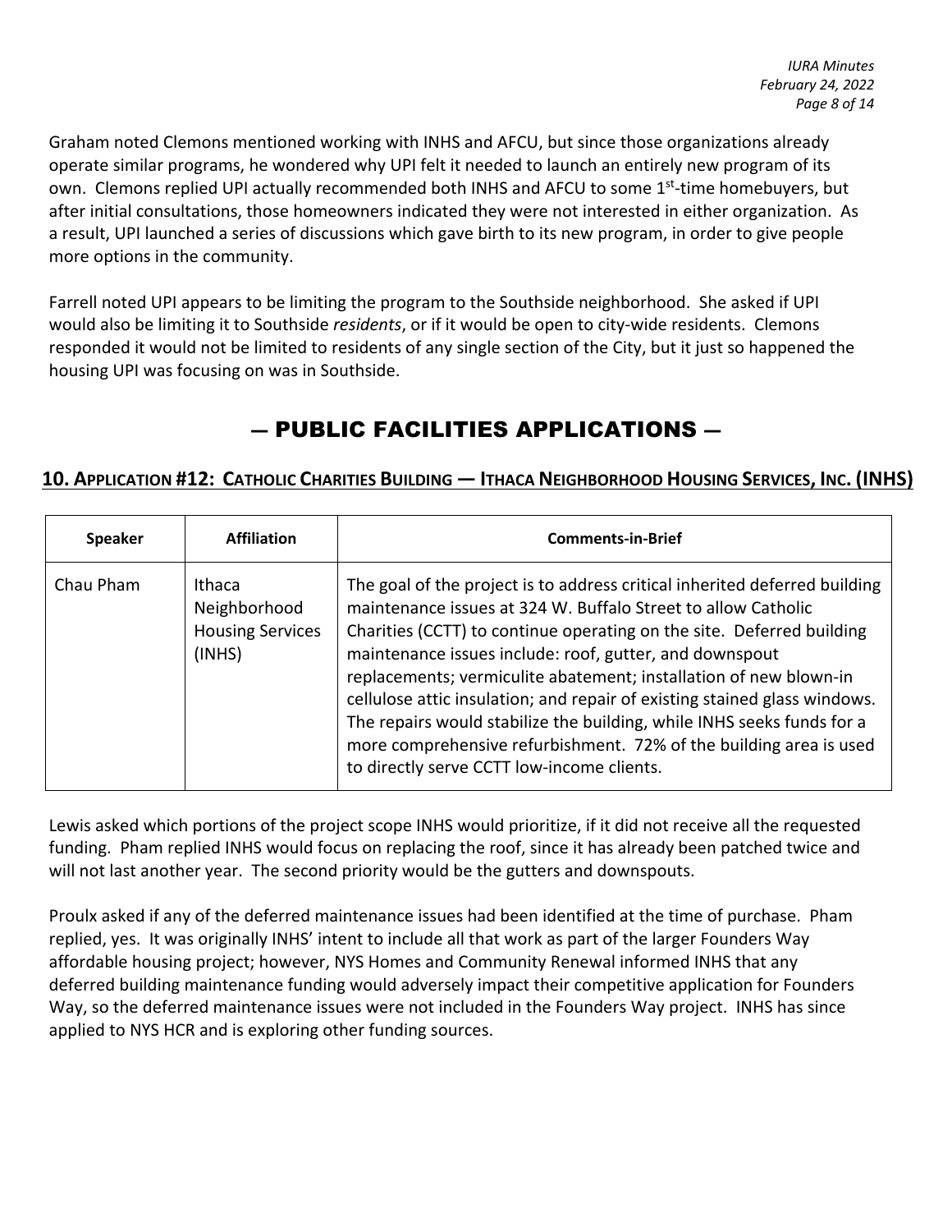Graham noted Clemons mentioned working with INHS and AFCU, but since those organizations already operate similar programs, he wondered why UPI felt it needed to launch an entirely new program of its own. Clemons replied UPI actually recommended both INHS and AFCU to some 1st-time homebuyers, but after initial consultations, those homeowners indicated they were not interested in either organization. As a result, UPI launched a series of discussions which gave birth to its new program, in order to give people more options in the community.

Farrell noted UPI appears to be limiting the program to the Southside neighborhood. She asked if UPI would also be limiting it to Southside *residents*, or if it would be open to city-wide residents. Clemons responded it would not be limited to residents of any single section of the City, but it just so happened the housing UPI was focusing on was in Southside.

# — PUBLIC FACILITIES APPLICATIONS —

## 10. APPLICATION #12: CATHOLIC CHARITIES BUILDING — ITHACA NEIGHBORHOOD HOUSING SERVICES, INC. (INHS)

| Speaker | Affiliation | Comments-in-Brief |
|---|---|---|
| Chau Pham | Ithaca Neighborhood Housing Services (INHS) | The goal of the project is to address critical inherited deferred building maintenance issues at 324 W. Buffalo Street to allow Catholic Charities (CCTT) to continue operating on the site. Deferred building maintenance issues include: roof, gutter, and downspout replacements; vermiculite abatement; installation of new blown-in cellulose attic insulation; and repair of existing stained glass windows. The repairs would stabilize the building, while INHS seeks funds for a more comprehensive refurbishment. 72% of the building area is used to directly serve CCTT low-income clients. |

Lewis asked which portions of the project scope INHS would prioritize, if it did not receive all the requested funding. Pham replied INHS would focus on replacing the roof, since it has already been patched twice and will not last another year. The second priority would be the gutters and downspouts.

Proulx asked if any of the deferred maintenance issues had been identified at the time of purchase. Pham replied, yes. It was originally INHS' intent to include all that work as part of the larger Founders Way affordable housing project; however, NYS Homes and Community Renewal informed INHS that any deferred building maintenance funding would adversely impact their competitive application for Founders Way, so the deferred maintenance issues were not included in the Founders Way project. INHS has since applied to NYS HCR and is exploring other funding sources.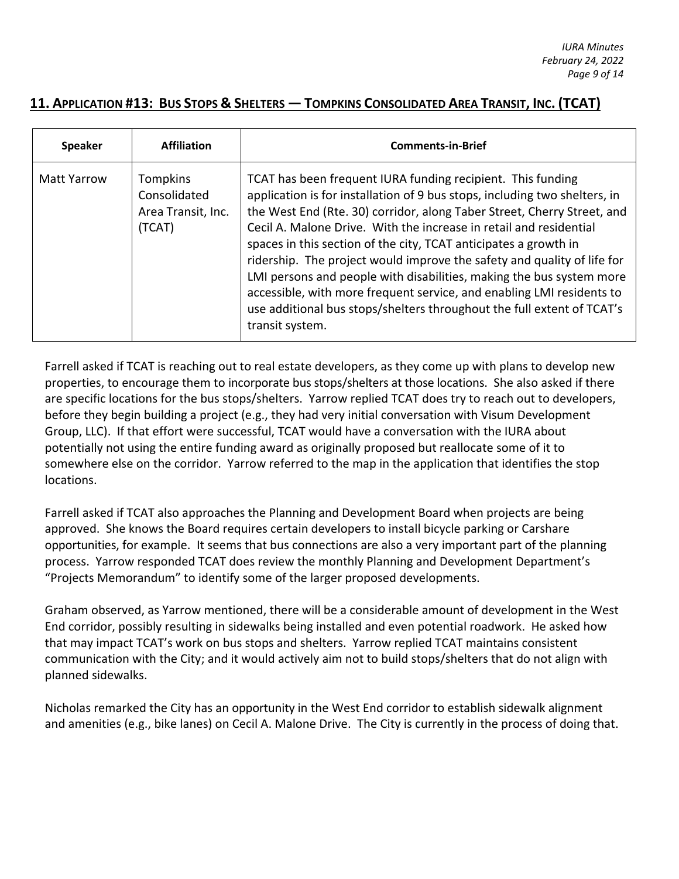## 11. Application #13: Bus Stops & Shelters — Tompkins Consolidated Area Transit, Inc. (TCAT)

| Speaker | Affiliation | Comments-in-Brief |
|---|---|---|
| Matt Yarrow | Tompkins Consolidated Area Transit, Inc. (TCAT) | TCAT has been frequent IURA funding recipient. This funding application is for installation of 9 bus stops, including two shelters, in the West End (Rte. 30) corridor, along Taber Street, Cherry Street, and Cecil A. Malone Drive. With the increase in retail and residential spaces in this section of the city, TCAT anticipates a growth in ridership. The project would improve the safety and quality of life for LMI persons and people with disabilities, making the bus system more accessible, with more frequent service, and enabling LMI residents to use additional bus stops/shelters throughout the full extent of TCAT's transit system. |

Farrell asked if TCAT is reaching out to real estate developers, as they come up with plans to develop new properties, to encourage them to incorporate bus stops/shelters at those locations. She also asked if there are specific locations for the bus stops/shelters. Yarrow replied TCAT does try to reach out to developers, before they begin building a project (e.g., they had very initial conversation with Visum Development Group, LLC). If that effort were successful, TCAT would have a conversation with the IURA about potentially not using the entire funding award as originally proposed but reallocate some of it to somewhere else on the corridor. Yarrow referred to the map in the application that identifies the stop locations.

Farrell asked if TCAT also approaches the Planning and Development Board when projects are being approved. She knows the Board requires certain developers to install bicycle parking or Carshare opportunities, for example. It seems that bus connections are also a very important part of the planning process. Yarrow responded TCAT does review the monthly Planning and Development Department's "Projects Memorandum" to identify some of the larger proposed developments.

Graham observed, as Yarrow mentioned, there will be a considerable amount of development in the West End corridor, possibly resulting in sidewalks being installed and even potential roadwork. He asked how that may impact TCAT's work on bus stops and shelters. Yarrow replied TCAT maintains consistent communication with the City; and it would actively aim not to build stops/shelters that do not align with planned sidewalks.

Nicholas remarked the City has an opportunity in the West End corridor to establish sidewalk alignment and amenities (e.g., bike lanes) on Cecil A. Malone Drive. The City is currently in the process of doing that.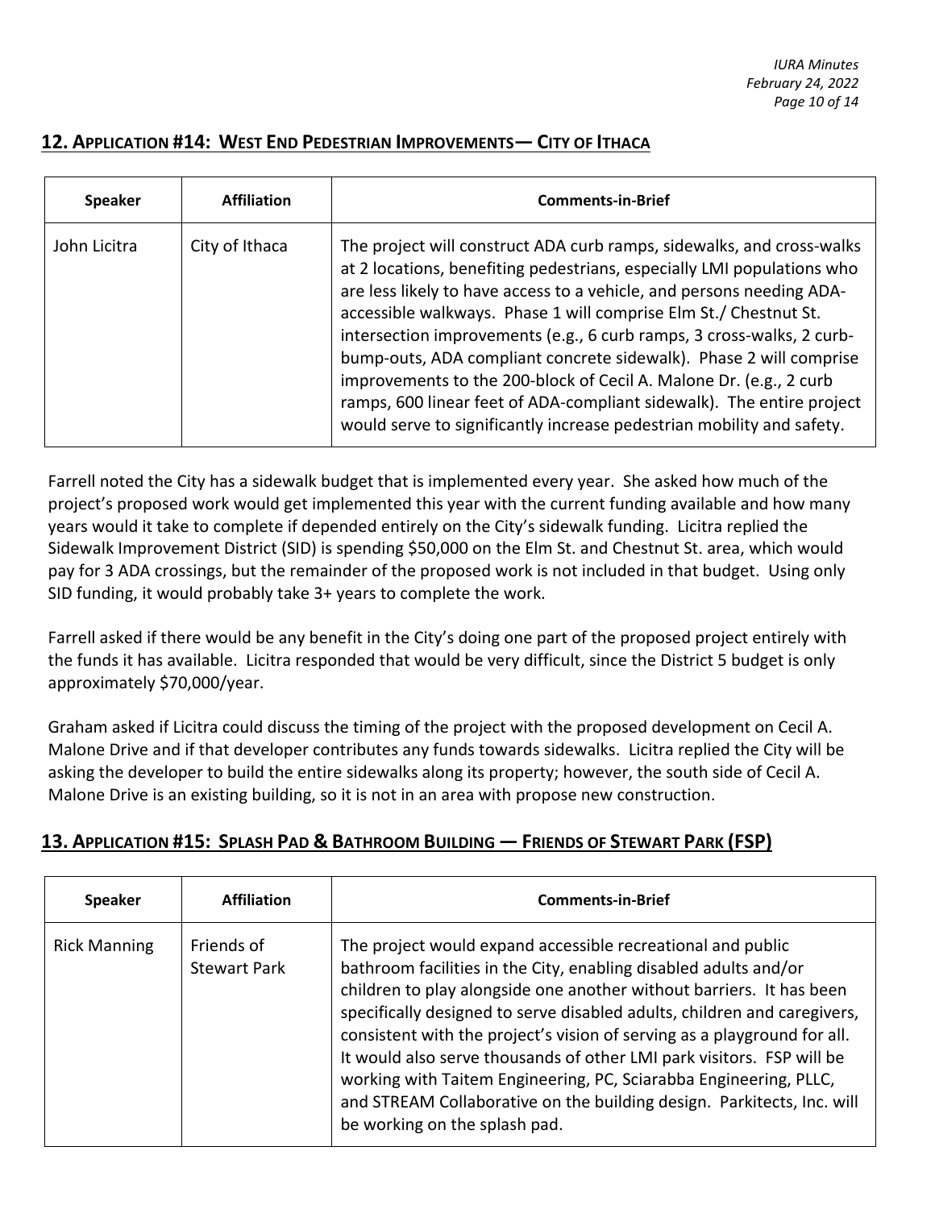## 12. APPLICATION #14: WEST END PEDESTRIAN IMPROVEMENTS— CITY OF ITHACA

| Speaker | Affiliation | Comments-in-Brief |
|---|---|---|
| John Licitra | City of Ithaca | The project will construct ADA curb ramps, sidewalks, and cross-walks at 2 locations, benefiting pedestrians, especially LMI populations who are less likely to have access to a vehicle, and persons needing ADA-accessible walkways. Phase 1 will comprise Elm St./ Chestnut St. intersection improvements (e.g., 6 curb ramps, 3 cross-walks, 2 curb-bump-outs, ADA compliant concrete sidewalk). Phase 2 will comprise improvements to the 200-block of Cecil A. Malone Dr. (e.g., 2 curb ramps, 600 linear feet of ADA-compliant sidewalk). The entire project would serve to significantly increase pedestrian mobility and safety. |

Farrell noted the City has a sidewalk budget that is implemented every year. She asked how much of the project's proposed work would get implemented this year with the current funding available and how many years would it take to complete if depended entirely on the City's sidewalk funding. Licitra replied the Sidewalk Improvement District (SID) is spending $50,000 on the Elm St. and Chestnut St. area, which would pay for 3 ADA crossings, but the remainder of the proposed work is not included in that budget. Using only SID funding, it would probably take 3+ years to complete the work.

Farrell asked if there would be any benefit in the City's doing one part of the proposed project entirely with the funds it has available. Licitra responded that would be very difficult, since the District 5 budget is only approximately $70,000/year.

Graham asked if Licitra could discuss the timing of the project with the proposed development on Cecil A. Malone Drive and if that developer contributes any funds towards sidewalks. Licitra replied the City will be asking the developer to build the entire sidewalks along its property; however, the south side of Cecil A. Malone Drive is an existing building, so it is not in an area with propose new construction.

## 13. APPLICATION #15: SPLASH PAD & BATHROOM BUILDING — FRIENDS OF STEWART PARK (FSP)

| Speaker | Affiliation | Comments-in-Brief |
|---|---|---|
| Rick Manning | Friends of Stewart Park | The project would expand accessible recreational and public bathroom facilities in the City, enabling disabled adults and/or children to play alongside one another without barriers. It has been specifically designed to serve disabled adults, children and caregivers, consistent with the project's vision of serving as a playground for all. It would also serve thousands of other LMI park visitors. FSP will be working with Taitem Engineering, PC, Sciarabba Engineering, PLLC, and STREAM Collaborative on the building design. Parkitects, Inc. will be working on the splash pad. |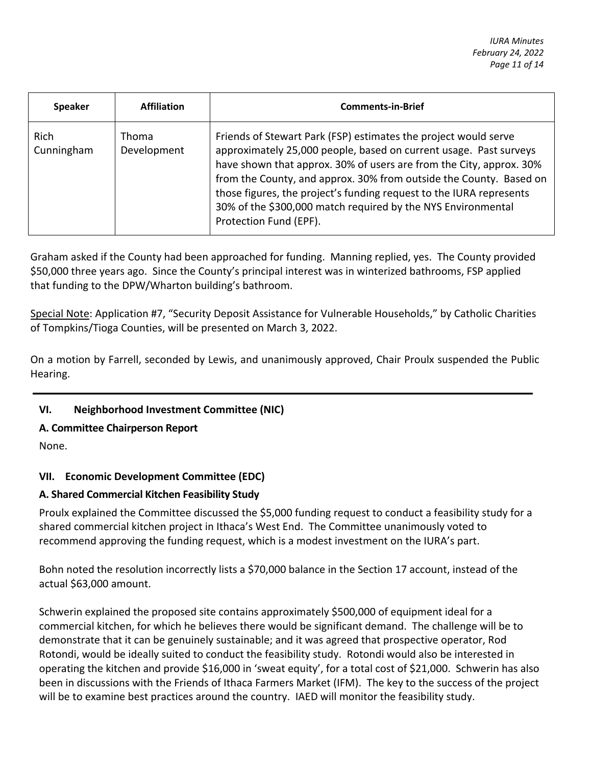| Speaker | Affiliation | Comments-in-Brief |
|---|---|---|
| Rich Cunningham | Thoma Development | Friends of Stewart Park (FSP) estimates the project would serve approximately 25,000 people, based on current usage. Past surveys have shown that approx. 30% of users are from the City, approx. 30% from the County, and approx. 30% from outside the County. Based on those figures, the project's funding request to the IURA represents 30% of the $300,000 match required by the NYS Environmental Protection Fund (EPF). |

Graham asked if the County had been approached for funding. Manning replied, yes. The County provided $50,000 three years ago. Since the County's principal interest was in winterized bathrooms, FSP applied that funding to the DPW/Wharton building's bathroom.

Special Note: Application #7, "Security Deposit Assistance for Vulnerable Households," by Catholic Charities of Tompkins/Tioga Counties, will be presented on March 3, 2022.

On a motion by Farrell, seconded by Lewis, and unanimously approved, Chair Proulx suspended the Public Hearing.

---

## VI. Neighborhood Investment Committee (NIC)

### A. Committee Chairperson Report

None.

## VII. Economic Development Committee (EDC)

### A. Shared Commercial Kitchen Feasibility Study

Proulx explained the Committee discussed the $5,000 funding request to conduct a feasibility study for a shared commercial kitchen project in Ithaca's West End. The Committee unanimously voted to recommend approving the funding request, which is a modest investment on the IURA's part.

Bohn noted the resolution incorrectly lists a $70,000 balance in the Section 17 account, instead of the actual $63,000 amount.

Schwerin explained the proposed site contains approximately $500,000 of equipment ideal for a commercial kitchen, for which he believes there would be significant demand. The challenge will be to demonstrate that it can be genuinely sustainable; and it was agreed that prospective operator, Rod Rotondi, would be ideally suited to conduct the feasibility study. Rotondi would also be interested in operating the kitchen and provide $16,000 in 'sweat equity', for a total cost of $21,000. Schwerin has also been in discussions with the Friends of Ithaca Farmers Market (IFM). The key to the success of the project will be to examine best practices around the country. IAED will monitor the feasibility study.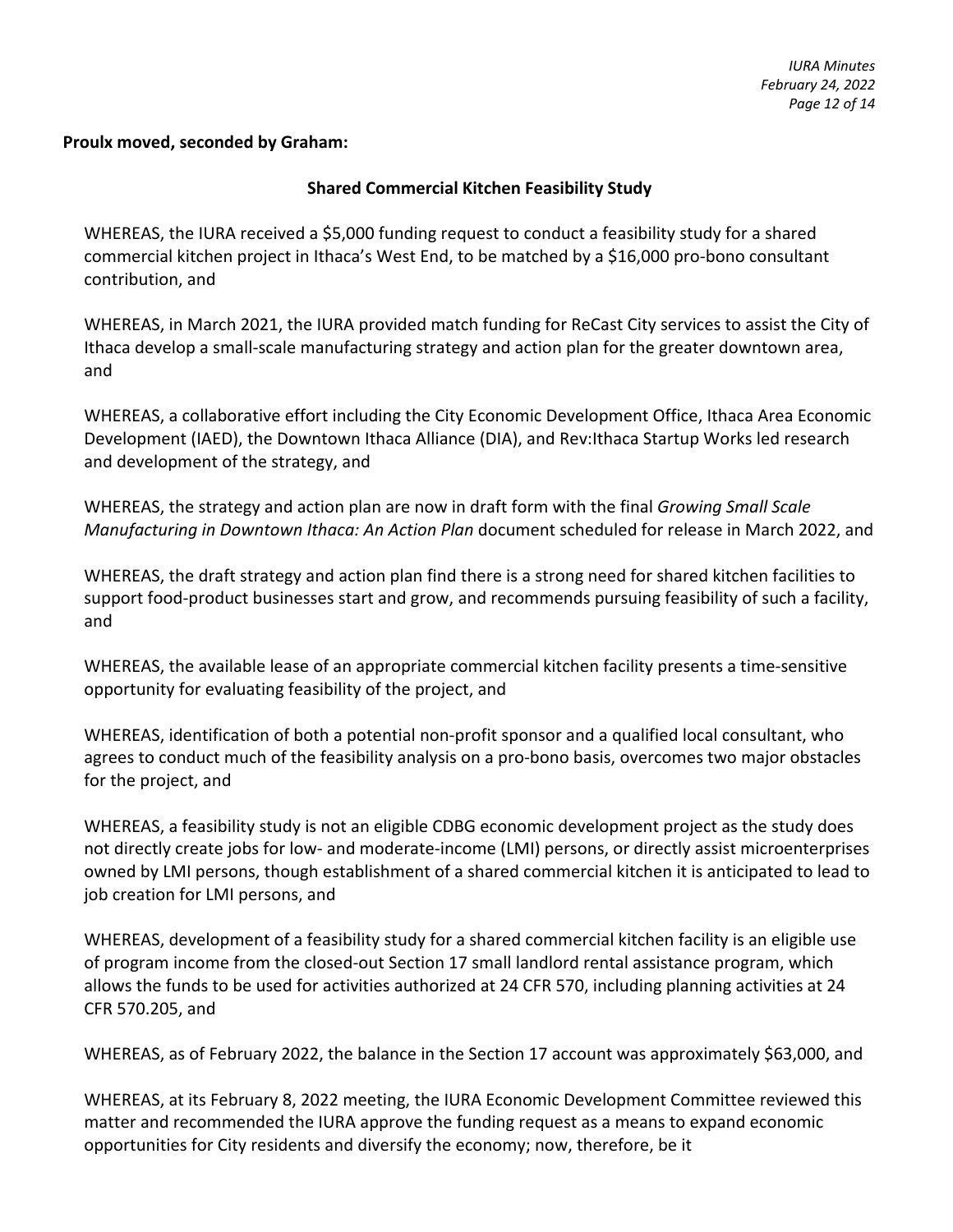**Proulx moved, seconded by Graham:**

**Shared Commercial Kitchen Feasibility Study**

WHEREAS, the IURA received a $5,000 funding request to conduct a feasibility study for a shared commercial kitchen project in Ithaca's West End, to be matched by a $16,000 pro-bono consultant contribution, and

WHEREAS, in March 2021, the IURA provided match funding for ReCast City services to assist the City of Ithaca develop a small-scale manufacturing strategy and action plan for the greater downtown area, and

WHEREAS, a collaborative effort including the City Economic Development Office, Ithaca Area Economic Development (IAED), the Downtown Ithaca Alliance (DIA), and Rev:Ithaca Startup Works led research and development of the strategy, and

WHEREAS, the strategy and action plan are now in draft form with the final *Growing Small Scale Manufacturing in Downtown Ithaca: An Action Plan* document scheduled for release in March 2022, and

WHEREAS, the draft strategy and action plan find there is a strong need for shared kitchen facilities to support food-product businesses start and grow, and recommends pursuing feasibility of such a facility, and

WHEREAS, the available lease of an appropriate commercial kitchen facility presents a time-sensitive opportunity for evaluating feasibility of the project, and

WHEREAS, identification of both a potential non-profit sponsor and a qualified local consultant, who agrees to conduct much of the feasibility analysis on a pro-bono basis, overcomes two major obstacles for the project, and

WHEREAS, a feasibility study is not an eligible CDBG economic development project as the study does not directly create jobs for low- and moderate-income (LMI) persons, or directly assist microenterprises owned by LMI persons, though establishment of a shared commercial kitchen it is anticipated to lead to job creation for LMI persons, and

WHEREAS, development of a feasibility study for a shared commercial kitchen facility is an eligible use of program income from the closed-out Section 17 small landlord rental assistance program, which allows the funds to be used for activities authorized at 24 CFR 570, including planning activities at 24 CFR 570.205, and

WHEREAS, as of February 2022, the balance in the Section 17 account was approximately $63,000, and

WHEREAS, at its February 8, 2022 meeting, the IURA Economic Development Committee reviewed this matter and recommended the IURA approve the funding request as a means to expand economic opportunities for City residents and diversify the economy; now, therefore, be it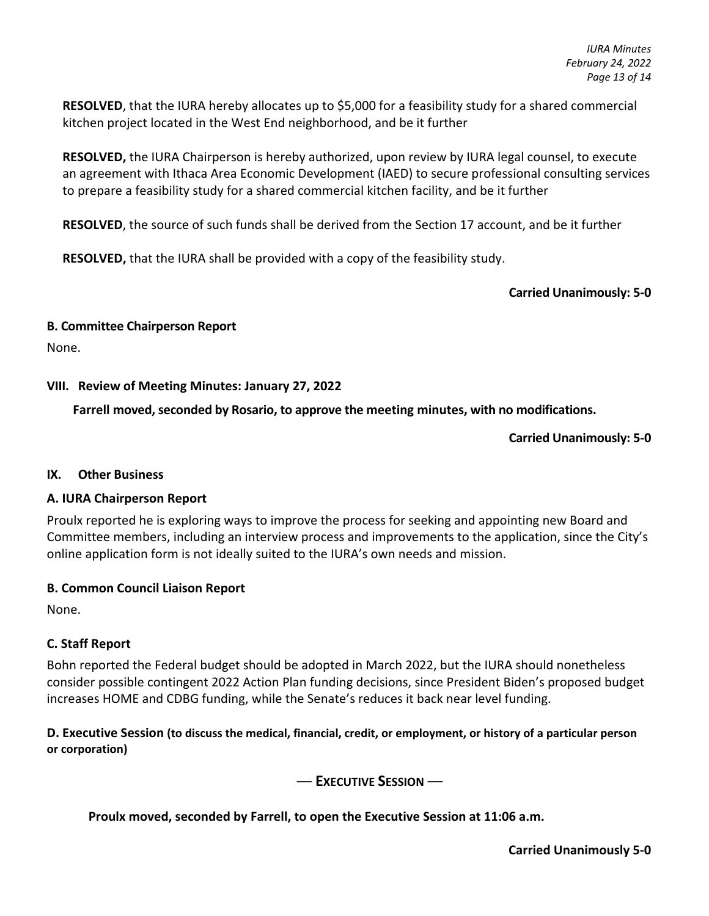**RESOLVED**, that the IURA hereby allocates up to $5,000 for a feasibility study for a shared commercial kitchen project located in the West End neighborhood, and be it further

**RESOLVED,** the IURA Chairperson is hereby authorized, upon review by IURA legal counsel, to execute an agreement with Ithaca Area Economic Development (IAED) to secure professional consulting services to prepare a feasibility study for a shared commercial kitchen facility, and be it further

**RESOLVED**, the source of such funds shall be derived from the Section 17 account, and be it further

**RESOLVED,** that the IURA shall be provided with a copy of the feasibility study.

**Carried Unanimously: 5-0**

### B. Committee Chairperson Report

None.

## VIII. Review of Meeting Minutes: January 27, 2022

**Farrell moved, seconded by Rosario, to approve the meeting minutes, with no modifications.**

**Carried Unanimously: 5-0**

## IX. Other Business

### A. IURA Chairperson Report

Proulx reported he is exploring ways to improve the process for seeking and appointing new Board and Committee members, including an interview process and improvements to the application, since the City's online application form is not ideally suited to the IURA's own needs and mission.

### B. Common Council Liaison Report

None.

### C. Staff Report

Bohn reported the Federal budget should be adopted in March 2022, but the IURA should nonetheless consider possible contingent 2022 Action Plan funding decisions, since President Biden's proposed budget increases HOME and CDBG funding, while the Senate's reduces it back near level funding.

### D. Executive Session (to discuss the medical, financial, credit, or employment, or history of a particular person or corporation)

— **EXECUTIVE SESSION** —

**Proulx moved, seconded by Farrell, to open the Executive Session at 11:06 a.m.**

**Carried Unanimously 5-0**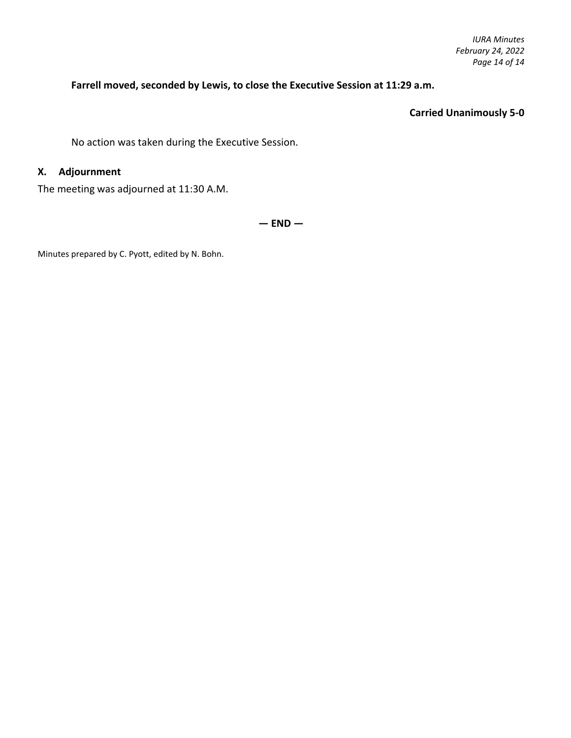**Farrell moved, seconded by Lewis, to close the Executive Session at 11:29 a.m.**

**Carried Unanimously 5-0**

No action was taken during the Executive Session.

## X. Adjournment

The meeting was adjourned at 11:30 A.M.

**— END —**

Minutes prepared by C. Pyott, edited by N. Bohn.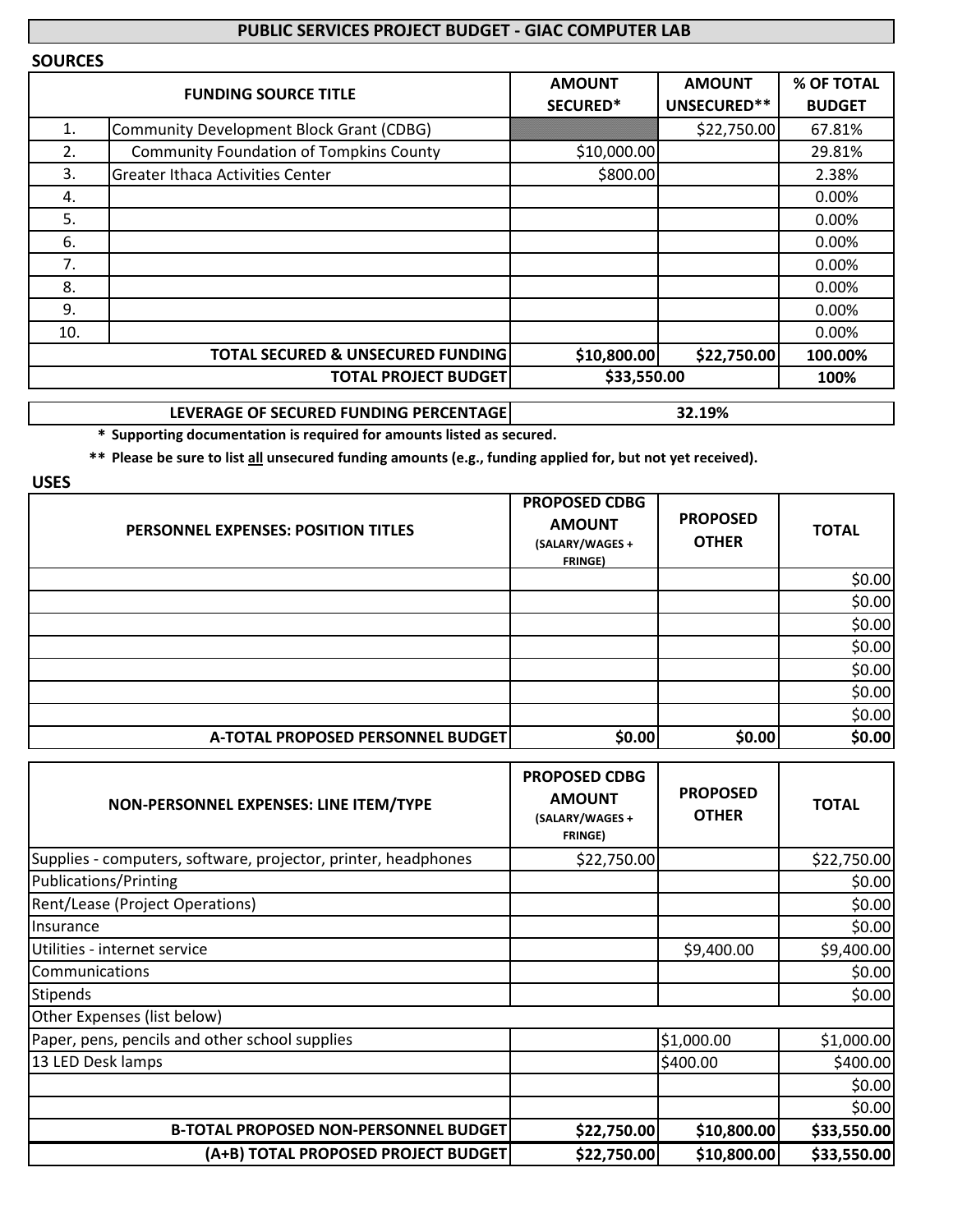# PUBLIC SERVICES PROJECT BUDGET - GIAC COMPUTER LAB

## SOURCES

| | FUNDING SOURCE TITLE | AMOUNT SECURED* | AMOUNT UNSECURED** | % OF TOTAL BUDGET |
|---|---|---|---|---|
| 1. | Community Development Block Grant (CDBG) | | $22,750.00 | 67.81% |
| 2. | Community Foundation of Tompkins County | $10,000.00 | | 29.81% |
| 3. | Greater Ithaca Activities Center | $800.00 | | 2.38% |
| 4. | | | | 0.00% |
| 5. | | | | 0.00% |
| 6. | | | | 0.00% |
| 7. | | | | 0.00% |
| 8. | | | | 0.00% |
| 9. | | | | 0.00% |
| 10. | | | | 0.00% |
| | **TOTAL SECURED & UNSECURED FUNDING** | **$10,800.00** | **$22,750.00** | **100.00%** |
| | **TOTAL PROJECT BUDGET** | **$33,550.00** | | **100%** |

| | |
|---|---|
| **LEVERAGE OF SECURED FUNDING PERCENTAGE** | **32.19%** |

**\* Supporting documentation is required for amounts listed as secured.**

**\*\* Please be sure to list all unsecured funding amounts (e.g., funding applied for, but not yet received).**

## USES

| PERSONNEL EXPENSES: POSITION TITLES | PROPOSED CDBG AMOUNT (SALARY/WAGES + FRINGE) | PROPOSED OTHER | TOTAL |
|---|---|---|---|
| | | | $0.00 |
| | | | $0.00 |
| | | | $0.00 |
| | | | $0.00 |
| | | | $0.00 |
| | | | $0.00 |
| | | | $0.00 |
| **A-TOTAL PROPOSED PERSONNEL BUDGET** | **$0.00** | **$0.00** | **$0.00** |

| NON-PERSONNEL EXPENSES: LINE ITEM/TYPE | PROPOSED CDBG AMOUNT (SALARY/WAGES + FRINGE) | PROPOSED OTHER | TOTAL |
|---|---|---|---|
| Supplies - computers, software, projector, printer, headphones | $22,750.00 | | $22,750.00 |
| Publications/Printing | | | $0.00 |
| Rent/Lease (Project Operations) | | | $0.00 |
| Insurance | | | $0.00 |
| Utilities - internet service | | $9,400.00 | $9,400.00 |
| Communications | | | $0.00 |
| Stipends | | | $0.00 |
| Other Expenses (list below) | | | |
| Paper, pens, pencils and other school supplies | | $1,000.00 | $1,000.00 |
| 13 LED Desk lamps | | $400.00 | $400.00 |
| | | | $0.00 |
| | | | $0.00 |
| **B-TOTAL PROPOSED NON-PERSONNEL BUDGET** | **$22,750.00** | **$10,800.00** | **$33,550.00** |
| **(A+B) TOTAL PROPOSED PROJECT BUDGET** | **$22,750.00** | **$10,800.00** | **$33,550.00** |